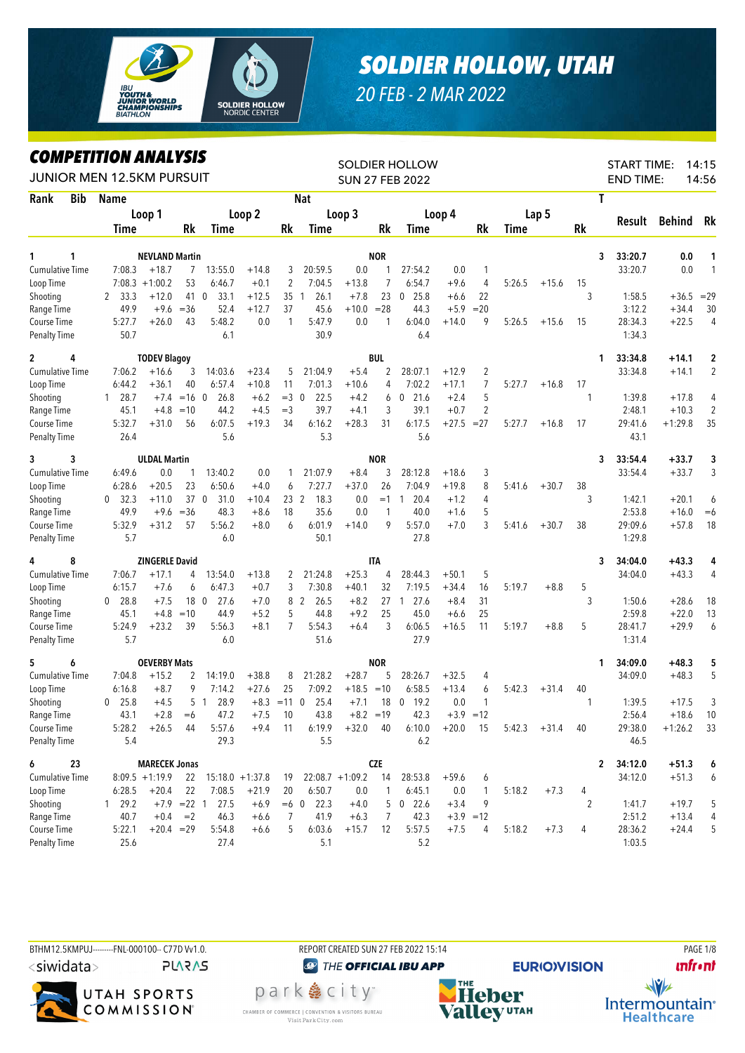# SOLDIER HOLLOW, UTAH

*20 FEB - 2 MAR 2022*

## COMPETITION ANALYSIS

JUNIOR MEN 12.5KM PURSUIT

SOLDIER HOLLOW
SUN 27 FEB 2022

START TIME: 14:15
END TIME: 14:56

| Rank | Bib | Name | | | | | | Nat | | | | | | | | | T | Result | Behind | Rk |
|---|---|---|---|---|---|---|---|---|---|---|---|---|---|---|---|---|---|---|---|---|
| | | Loop 1 | | | Loop 2 | | | Loop 3 | | | Loop 4 | | | Lap 5 | | | | | | |
| | | Time | | Rk | Time | | Rk | Time | | Rk | Time | | Rk | Time | | Rk | | | | |
| **1** | **1** | **NEVLAND Martin** | | | | | | **NOR** | | | | | | | | | 3 | 33:20.7 | 0.0 | 1 |
| Cumulative Time | | 7:08.3 | +18.7 | 7 | 13:55.0 | +14.8 | 3 | 20:59.5 | 0.0 | 1 | 27:54.2 | 0.0 | 1 | | | | | 33:20.7 | 0.0 | 1 |
| Loop Time | | 7:08.3 | +1:00.2 | 53 | 6:46.7 | +0.1 | 2 | 7:04.5 | +13.8 | 7 | 6:54.7 | +9.6 | 4 | 5:26.5 | +15.6 | 15 | | | | |
| Shooting | | 2  33.3 | +12.0 | 41 | 0  33.1 | +12.5 | 35 | 1  26.1 | +7.8 | 23 | 0  25.8 | +6.6 | 22 | | | | 3 | 1:58.5 | +36.5 | =29 |
| Range Time | | 49.9 | +9.6 | =36 | 52.4 | +12.7 | 37 | 45.6 | +10.0 | =28 | 44.3 | +5.9 | =20 | | | | | 3:12.2 | +34.4 | 30 |
| Course Time | | 5:27.7 | +26.0 | 43 | 5:48.2 | 0.0 | 1 | 5:47.9 | 0.0 | 1 | 6:04.0 | +14.0 | 9 | 5:26.5 | +15.6 | 15 | | 28:34.3 | +22.5 | 4 |
| Penalty Time | | 50.7 | | | 6.1 | | | 30.9 | | | 6.4 | | | | | | | 1:34.3 | | |
| **2** | **4** | **TODEV Blagoy** | | | | | | **BUL** | | | | | | | | | 1 | 33:34.8 | +14.1 | 2 |
| Cumulative Time | | 7:06.2 | +16.6 | 3 | 14:03.6 | +23.4 | 5 | 21:04.9 | +5.4 | 2 | 28:07.1 | +12.9 | 2 | | | | | 33:34.8 | +14.1 | 2 |
| Loop Time | | 6:44.2 | +36.1 | 40 | 6:57.4 | +10.8 | 11 | 7:01.3 | +10.6 | 4 | 7:02.2 | +17.1 | 7 | 5:27.7 | +16.8 | 17 | | | | |
| Shooting | | 1  28.7 | +7.4 | =16 | 0  26.8 | +6.2 | =3 | 0  22.5 | +4.2 | 6 | 0  21.6 | +2.4 | 5 | | | | 1 | 1:39.8 | +17.8 | 4 |
| Range Time | | 45.1 | +4.8 | =10 | 44.2 | +4.5 | =3 | 39.7 | +4.1 | 3 | 39.1 | +0.7 | 2 | | | | | 2:48.1 | +10.3 | 2 |
| Course Time | | 5:32.7 | +31.0 | 56 | 6:07.5 | +19.3 | 34 | 6:16.2 | +28.3 | 31 | 6:17.5 | +27.5 | =27 | 5:27.7 | +16.8 | 17 | | 29:41.6 | +1:29.8 | 35 |
| Penalty Time | | 26.4 | | | 5.6 | | | 5.3 | | | 5.6 | | | | | | | 43.1 | | |
| **3** | **3** | **ULDAL Martin** | | | | | | **NOR** | | | | | | | | | 3 | 33:54.4 | +33.7 | 3 |
| Cumulative Time | | 6:49.6 | 0.0 | 1 | 13:40.2 | 0.0 | 1 | 21:07.9 | +8.4 | 3 | 28:12.8 | +18.6 | 3 | | | | | 33:54.4 | +33.7 | 3 |
| Loop Time | | 6:28.6 | +20.5 | 23 | 6:50.6 | +4.0 | 6 | 7:27.7 | +37.0 | 26 | 7:04.9 | +19.8 | 8 | 5:41.6 | +30.7 | 38 | | | | |
| Shooting | | 0  32.3 | +11.0 | 37 | 0  31.0 | +10.4 | 23 | 2  18.3 | 0.0 | =1 | 1  20.4 | +1.2 | 4 | | | | 3 | 1:42.1 | +20.1 | 6 |
| Range Time | | 49.9 | +9.6 | =36 | 48.3 | +8.6 | 18 | 35.6 | 0.0 | 1 | 40.0 | +1.6 | 5 | | | | | 2:53.8 | +16.0 | =6 |
| Course Time | | 5:32.9 | +31.2 | 57 | 5:56.2 | +8.0 | 6 | 6:01.9 | +14.0 | 9 | 5:57.0 | +7.0 | 3 | 5:41.6 | +30.7 | 38 | | 29:09.6 | +57.8 | 18 |
| Penalty Time | | 5.7 | | | 6.0 | | | 50.1 | | | 27.8 | | | | | | | 1:29.8 | | |
| **4** | **8** | **ZINGERLE David** | | | | | | **ITA** | | | | | | | | | 3 | 34:04.0 | +43.3 | 4 |
| Cumulative Time | | 7:06.7 | +17.1 | 4 | 13:54.0 | +13.8 | 2 | 21:24.8 | +25.3 | 4 | 28:44.3 | +50.1 | 5 | | | | | 34:04.0 | +43.3 | 4 |
| Loop Time | | 6:15.7 | +7.6 | 6 | 6:47.3 | +0.7 | 3 | 7:30.8 | +40.1 | 32 | 7:19.5 | +34.4 | 16 | 5:19.7 | +8.8 | 5 | | | | |
| Shooting | | 0  28.8 | +7.5 | 18 | 0  27.6 | +7.0 | 8 | 2  26.5 | +8.2 | 27 | 1  27.6 | +8.4 | 31 | | | | 3 | 1:50.6 | +28.6 | 18 |
| Range Time | | 45.1 | +4.8 | =10 | 44.9 | +5.2 | 5 | 44.8 | +9.2 | 25 | 45.0 | +6.6 | 25 | | | | | 2:59.8 | +22.0 | 13 |
| Course Time | | 5:24.9 | +23.2 | 39 | 5:56.3 | +8.1 | 7 | 5:54.3 | +6.4 | 3 | 6:06.5 | +16.5 | 11 | 5:19.7 | +8.8 | 5 | | 28:41.7 | +29.9 | 6 |
| Penalty Time | | 5.7 | | | 6.0 | | | 51.6 | | | 27.9 | | | | | | | 1:31.4 | | |
| **5** | **6** | **OEVERBY Mats** | | | | | | **NOR** | | | | | | | | | 1 | 34:09.0 | +48.3 | 5 |
| Cumulative Time | | 7:04.8 | +15.2 | 2 | 14:19.0 | +38.8 | 8 | 21:28.2 | +28.7 | 5 | 28:26.7 | +32.5 | 4 | | | | | 34:09.0 | +48.3 | 5 |
| Loop Time | | 6:16.8 | +8.7 | 9 | 7:14.2 | +27.6 | 25 | 7:09.2 | +18.5 | =10 | 6:58.5 | +13.4 | 6 | 5:42.3 | +31.4 | 40 | | | | |
| Shooting | | 0  25.8 | +4.5 | 5 | 1  28.9 | +8.3 | =11 | 0  25.4 | +7.1 | 18 | 0  19.2 | 0.0 | 1 | | | | 1 | 1:39.5 | +17.5 | 3 |
| Range Time | | 43.1 | +2.8 | =6 | 47.2 | +7.5 | 10 | 43.8 | +8.2 | =19 | 42.3 | +3.9 | =12 | | | | | 2:56.4 | +18.6 | 10 |
| Course Time | | 5:28.2 | +26.5 | 44 | 5:57.6 | +9.4 | 11 | 6:19.9 | +32.0 | 40 | 6:10.0 | +20.0 | 15 | 5:42.3 | +31.4 | 40 | | 29:38.0 | +1:26.2 | 33 |
| Penalty Time | | 5.4 | | | 29.3 | | | 5.5 | | | 6.2 | | | | | | | 46.5 | | |
| **6** | **23** | **MARECEK Jonas** | | | | | | **CZE** | | | | | | | | | 2 | 34:12.0 | +51.3 | 6 |
| Cumulative Time | | 8:09.5 | +1:19.9 | 22 | 15:18.0 | +1:37.8 | 19 | 22:08.7 | +1:09.2 | 14 | 28:53.8 | +59.6 | 6 | | | | | 34:12.0 | +51.3 | 6 |
| Loop Time | | 6:28.5 | +20.4 | 22 | 7:08.5 | +21.9 | 20 | 6:50.7 | 0.0 | 1 | 6:45.1 | 0.0 | 1 | 5:18.2 | +7.3 | 4 | | | | |
| Shooting | | 1  29.2 | +7.9 | =22 | 1  27.5 | +6.9 | =6 | 0  22.3 | +4.0 | 5 | 0  22.6 | +3.4 | 9 | | | | 2 | 1:41.7 | +19.7 | 5 |
| Range Time | | 40.7 | +0.4 | =2 | 46.3 | +6.6 | 7 | 41.9 | +6.3 | 7 | 42.3 | +3.9 | =12 | | | | | 2:51.2 | +13.4 | 4 |
| Course Time | | 5:22.1 | +20.4 | =29 | 5:54.8 | +6.6 | 5 | 6:03.6 | +15.7 | 12 | 5:57.5 | +7.5 | 4 | 5:18.2 | +7.3 | 4 | | 28:36.2 | +24.4 | 5 |
| Penalty Time | | 25.6 | | | 27.4 | | | 5.1 | | | 5.2 | | | | | | | 1:03.5 | | |

BTHM12.5KMPUJ---------FNL-000100-- C77D Vv1.0. REPORT CREATED SUN 27 FEB 2022 15:14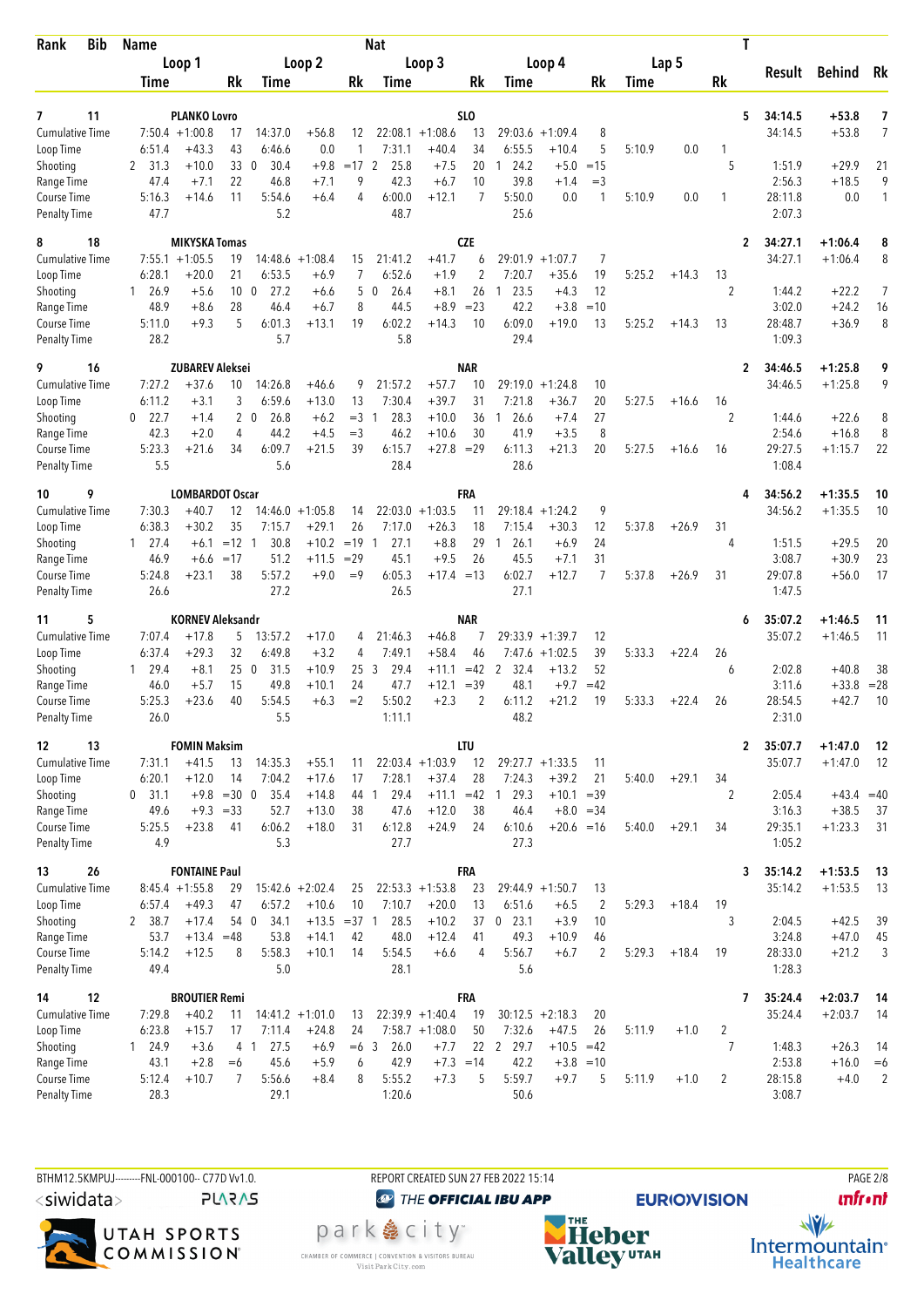| Rank | Bib | Name | | | | | | Nat | | | | | | | | | | | T | | | |
|---|---|---|---|---|---|---|---|---|---|---|---|---|---|---|---|---|---|---|---|---|---|---|
| | | Loop 1 | | | Loop 2 | | | Loop 3 | | | Loop 4 | | | Lap 5 | | | | | | Result | Behind | Rk |
| | | Time | | Rk | Time | | Rk | Time | | Rk | Time | | Rk | Time | | Rk | | | | | | |
| 7 | 11 | PLANKO Lovro | | | | | | SLO | | | | | | | | | | | 5 | 34:14.5 | +53.8 | 7 |
| Cumulative Time | | 7:50.4 | +1:00.8 | 17 | 14:37.0 | +56.8 | 12 | 22:08.1 | +1:08.6 | 13 | 29:03.6 | +1:09.4 | 8 | | | | | | | 34:14.5 | +53.8 | 7 |
| Loop Time | | 6:51.4 | +43.3 | 43 | 6:46.6 | 0.0 | 1 | 7:31.1 | +40.4 | 34 | 6:55.5 | +10.4 | 5 | 5:10.9 | 0.0 | 1 | | | | | | |
| Shooting | | 2 31.3 | +10.0 | 33 | 0 30.4 | +9.8 | =17 | 2 25.8 | +7.5 | 20 | 1 24.2 | +5.0 | =15 | | | | | | 5 | 1:51.9 | +29.9 | 21 |
| Range Time | | 47.4 | +7.1 | 22 | 46.8 | +7.1 | 9 | 42.3 | +6.7 | 10 | 39.8 | +1.4 | =3 | | | | | | | 2:56.3 | +18.5 | 9 |
| Course Time | | 5:16.3 | +14.6 | 11 | 5:54.6 | +6.4 | 4 | 6:00.0 | +12.1 | 7 | 5:50.0 | 0.0 | 1 | 5:10.9 | 0.0 | 1 | | | | 28:11.8 | 0.0 | 1 |
| Penalty Time | | 47.7 | | | 5.2 | | | 48.7 | | | 25.6 | | | | | | | | | 2:07.3 | | |
| 8 | 18 | MIKYSKA Tomas | | | | | | CZE | | | | | | | | | | | 2 | 34:27.1 | +1:06.4 | 8 |
| Cumulative Time | | 7:55.1 | +1:05.5 | 19 | 14:48.6 | +1:08.4 | 15 | 21:41.2 | +41.7 | 6 | 29:01.9 | +1:07.7 | 7 | | | | | | | 34:27.1 | +1:06.4 | 8 |
| Loop Time | | 6:28.1 | +20.0 | 21 | 6:53.5 | +6.9 | 7 | 6:52.6 | +1.9 | 2 | 7:20.7 | +35.6 | 19 | 5:25.2 | +14.3 | 13 | | | | | | |
| Shooting | | 1 26.9 | +5.6 | 10 | 0 27.2 | +6.6 | 5 | 0 26.4 | +8.1 | 26 | 1 23.5 | +4.3 | 12 | | | | | | 2 | 1:44.2 | +22.2 | 7 |
| Range Time | | 48.9 | +8.6 | 28 | 46.4 | +6.7 | 8 | 44.5 | +8.9 | =23 | 42.2 | +3.8 | =10 | | | | | | | 3:02.0 | +24.2 | 16 |
| Course Time | | 5:11.0 | +9.3 | 5 | 6:01.3 | +13.1 | 19 | 6:02.2 | +14.3 | 10 | 6:09.0 | +19.0 | 13 | 5:25.2 | +14.3 | 13 | | | | 28:48.7 | +36.9 | 8 |
| Penalty Time | | 28.2 | | | 5.7 | | | 5.8 | | | 29.4 | | | | | | | | | 1:09.3 | | |
| 9 | 16 | ZUBAREV Aleksei | | | | | | NAR | | | | | | | | | | | 2 | 34:46.5 | +1:25.8 | 9 |
| Cumulative Time | | 7:27.2 | +37.6 | 10 | 14:26.8 | +46.6 | 9 | 21:57.2 | +57.7 | 10 | 29:19.0 | +1:24.8 | 10 | | | | | | | 34:46.5 | +1:25.8 | 9 |
| Loop Time | | 6:11.2 | +3.1 | 3 | 6:59.6 | +13.0 | 13 | 7:30.4 | +39.7 | 31 | 7:21.8 | +36.7 | 20 | 5:27.5 | +16.6 | 16 | | | | | | |
| Shooting | | 0 22.7 | +1.4 | 2 | 0 26.8 | +6.2 | =3 | 1 28.3 | +10.0 | 36 | 1 26.6 | +7.4 | 27 | | | | | | 2 | 1:44.6 | +22.6 | 8 |
| Range Time | | 42.3 | +2.0 | 4 | 44.2 | +4.5 | =3 | 46.2 | +10.6 | 30 | 41.9 | +3.5 | 8 | | | | | | | 2:54.6 | +16.8 | 8 |
| Course Time | | 5:23.3 | +21.6 | 34 | 6:09.7 | +21.5 | 39 | 6:15.7 | +27.8 | =29 | 6:11.3 | +21.3 | 20 | 5:27.5 | +16.6 | 16 | | | | 29:27.5 | +1:15.7 | 22 |
| Penalty Time | | 5.5 | | | 5.6 | | | 28.4 | | | 28.6 | | | | | | | | | 1:08.4 | | |
| 10 | 9 | LOMBARDOT Oscar | | | | | | FRA | | | | | | | | | | | 4 | 34:56.2 | +1:35.5 | 10 |
| Cumulative Time | | 7:30.3 | +40.7 | 12 | 14:46.0 | +1:05.8 | 14 | 22:03.0 | +1:03.5 | 11 | 29:18.4 | +1:24.2 | 9 | | | | | | | 34:56.2 | +1:35.5 | 10 |
| Loop Time | | 6:38.3 | +30.2 | 35 | 7:15.7 | +29.1 | 26 | 7:17.0 | +26.3 | 18 | 7:15.4 | +30.3 | 12 | 5:37.8 | +26.9 | 31 | | | | | | |
| Shooting | | 1 27.4 | +6.1 | =12 | 1 30.8 | +10.2 | =19 | 1 27.1 | +8.8 | 29 | 1 26.1 | +6.9 | 24 | | | | | | 4 | 1:51.5 | +29.5 | 20 |
| Range Time | | 46.9 | +6.6 | =17 | 51.2 | +11.5 | =29 | 45.1 | +9.5 | 26 | 45.5 | +7.1 | 31 | | | | | | | 3:08.7 | +30.9 | 23 |
| Course Time | | 5:24.8 | +23.1 | 38 | 5:57.2 | +9.0 | =9 | 6:05.3 | +17.4 | =13 | 6:02.7 | +12.7 | 7 | 5:37.8 | +26.9 | 31 | | | | 29:07.8 | +56.0 | 17 |
| Penalty Time | | 26.6 | | | 27.2 | | | 26.5 | | | 27.1 | | | | | | | | | 1:47.5 | | |
| 11 | 5 | KORNEV Aleksandr | | | | | | NAR | | | | | | | | | | | 6 | 35:07.2 | +1:46.5 | 11 |
| Cumulative Time | | 7:07.4 | +17.8 | 5 | 13:57.2 | +17.0 | 4 | 21:46.3 | +46.8 | 7 | 29:33.9 | +1:39.7 | 12 | | | | | | | 35:07.2 | +1:46.5 | 11 |
| Loop Time | | 6:37.4 | +29.3 | 32 | 6:49.8 | +3.2 | 4 | 7:49.1 | +58.4 | 46 | 7:47.6 | +1:02.5 | 39 | 5:33.3 | +22.4 | 26 | | | | | | |
| Shooting | | 1 29.4 | +8.1 | 25 | 0 31.5 | +10.9 | 25 | 3 29.4 | +11.1 | =42 | 2 32.4 | +13.2 | 52 | | | | | | 6 | 2:02.8 | +40.8 | 38 |
| Range Time | | 46.0 | +5.7 | 15 | 49.8 | +10.1 | 24 | 47.7 | +12.1 | =39 | 48.1 | +9.7 | =42 | | | | | | | 3:11.6 | +33.8 | =28 |
| Course Time | | 5:25.3 | +23.6 | 40 | 5:54.5 | +6.3 | =2 | 5:50.2 | +2.3 | 2 | 6:11.2 | +21.2 | 19 | 5:33.3 | +22.4 | 26 | | | | 28:54.5 | +42.7 | 10 |
| Penalty Time | | 26.0 | | | 5.5 | | | 1:11.1 | | | 48.2 | | | | | | | | | 2:31.0 | | |
| 12 | 13 | FOMIN Maksim | | | | | | LTU | | | | | | | | | | | 2 | 35:07.7 | +1:47.0 | 12 |
| Cumulative Time | | 7:31.1 | +41.5 | 13 | 14:35.3 | +55.1 | 11 | 22:03.4 | +1:03.9 | 12 | 29:27.7 | +1:33.5 | 11 | | | | | | | 35:07.7 | +1:47.0 | 12 |
| Loop Time | | 6:20.1 | +12.0 | 14 | 7:04.2 | +17.6 | 17 | 7:28.1 | +37.4 | 28 | 7:24.3 | +39.2 | 21 | 5:40.0 | +29.1 | 34 | | | | | | |
| Shooting | | 0 31.1 | +9.8 | =30 | 0 35.4 | +14.8 | 44 | 1 29.4 | +11.1 | =42 | 1 29.3 | +10.1 | =39 | | | | | | 2 | 2:05.4 | +43.4 | =40 |
| Range Time | | 49.6 | +9.3 | =33 | 52.7 | +13.0 | 38 | 47.6 | +12.0 | 38 | 46.4 | +8.0 | =34 | | | | | | | 3:16.3 | +38.5 | 37 |
| Course Time | | 5:25.5 | +23.8 | 41 | 6:06.2 | +18.0 | 31 | 6:12.8 | +24.9 | 24 | 6:10.6 | +20.6 | =16 | 5:40.0 | +29.1 | 34 | | | | 29:35.1 | +1:23.3 | 31 |
| Penalty Time | | 4.9 | | | 5.3 | | | 27.7 | | | 27.3 | | | | | | | | | 1:05.2 | | |
| 13 | 26 | FONTAINE Paul | | | | | | FRA | | | | | | | | | | | 3 | 35:14.2 | +1:53.5 | 13 |
| Cumulative Time | | 8:45.4 | +1:55.8 | 29 | 15:42.6 | +2:02.4 | 25 | 22:53.3 | +1:53.8 | 23 | 29:44.9 | +1:50.7 | 13 | | | | | | | 35:14.2 | +1:53.5 | 13 |
| Loop Time | | 6:57.4 | +49.3 | 47 | 6:57.2 | +10.6 | 10 | 7:10.7 | +20.0 | 13 | 6:51.6 | +6.5 | 2 | 5:29.3 | +18.4 | 19 | | | | | | |
| Shooting | | 2 38.7 | +17.4 | 54 | 0 34.1 | +13.5 | =37 | 1 28.5 | +10.2 | 37 | 0 23.1 | +3.9 | 10 | | | | | | 3 | 2:04.5 | +42.5 | 39 |
| Range Time | | 53.7 | +13.4 | =48 | 53.8 | +14.1 | 42 | 48.0 | +12.4 | 41 | 49.3 | +10.9 | 46 | | | | | | | 3:24.8 | +47.0 | 45 |
| Course Time | | 5:14.2 | +12.5 | 8 | 5:58.3 | +10.1 | 14 | 5:54.5 | +6.6 | 4 | 5:56.7 | +6.7 | 2 | 5:29.3 | +18.4 | 19 | | | | 28:33.0 | +21.2 | 3 |
| Penalty Time | | 49.4 | | | 5.0 | | | 28.1 | | | 5.6 | | | | | | | | | 1:28.3 | | |
| 14 | 12 | BROUTIER Remi | | | | | | FRA | | | | | | | | | | | 7 | 35:24.4 | +2:03.7 | 14 |
| Cumulative Time | | 7:29.8 | +40.2 | 11 | 14:41.2 | +1:01.0 | 13 | 22:39.9 | +1:40.4 | 19 | 30:12.5 | +2:18.3 | 20 | | | | | | | 35:24.4 | +2:03.7 | 14 |
| Loop Time | | 6:23.8 | +15.7 | 17 | 7:11.4 | +24.8 | 24 | 7:58.7 | +1:08.0 | 50 | 7:32.6 | +47.5 | 26 | 5:11.9 | +1.0 | 2 | | | | | | |
| Shooting | | 1 24.9 | +3.6 | 4 | 1 27.5 | +6.9 | =6 | 3 26.0 | +7.7 | 22 | 2 29.7 | +10.5 | =42 | | | | | | 7 | 1:48.3 | +26.3 | 14 |
| Range Time | | 43.1 | +2.8 | =6 | 45.6 | +5.9 | 6 | 42.9 | +7.3 | =14 | 42.2 | +3.8 | =10 | | | | | | | 2:53.8 | +16.0 | =6 |
| Course Time | | 5:12.4 | +10.7 | 7 | 5:56.6 | +8.4 | 8 | 5:55.2 | +7.3 | 5 | 5:59.7 | +9.7 | 5 | 5:11.9 | +1.0 | 2 | | | | 28:15.8 | +4.0 | 2 |
| Penalty Time | | 28.3 | | | 29.1 | | | 1:20.6 | | | 50.6 | | | | | | | | | 3:08.7 | | |

BTHM12.5KMPUJ---------FNL-000100-- C77D Vv1.0. REPORT CREATED SUN 27 FEB 2022 15:14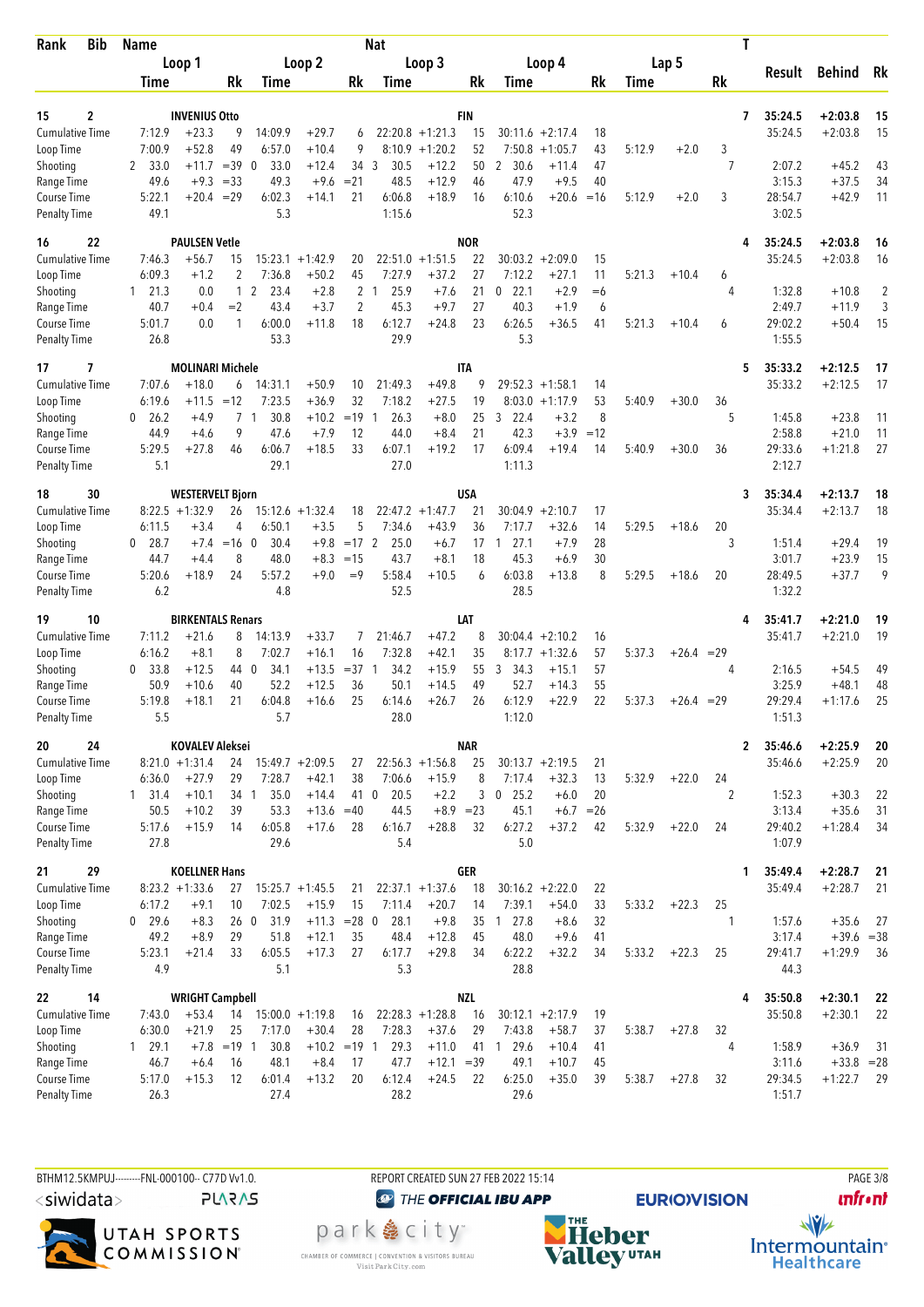| Rank | Bib | Name | | | | | | Nat | | | | | | | | | T | Result | Behind | Rk |
|---|---|---|---|---|---|---|---|---|---|---|---|---|---|---|---|---|---|---|---|---|
| | | Loop 1 | | | Loop 2 | | | Loop 3 | | | Loop 4 | | | Lap 5 | | | | | | |
| | | Time | | Rk | Time | | Rk | Time | | Rk | Time | | Rk | Time | | Rk | | | | |
| 15 | 2 | INVENIUS Otto | | | | | | FIN | | | | | | | | | 7 | 35:24.5 | +2:03.8 | 15 |
| Cumulative Time | | 7:12.9 | +23.3 | 9 | 14:09.9 | +29.7 | 6 | 22:20.8 | +1:21.3 | 15 | 30:11.6 | +2:17.4 | 18 | | | | | 35:24.5 | +2:03.8 | 15 |
| Loop Time | | 7:00.9 | +52.8 | 49 | 6:57.0 | +10.4 | 9 | 8:10.9 | +1:20.2 | 52 | 7:50.8 | +1:05.7 | 43 | 5:12.9 | +2.0 | 3 | | | | |
| Shooting | | 2 33.0 | +11.7 | =39 | 0 33.0 | +12.4 | 34 | 3 30.5 | +12.2 | 50 | 2 30.6 | +11.4 | 47 | | | | 7 | 2:07.2 | +45.2 | 43 |
| Range Time | | 49.6 | +9.3 | =33 | 49.3 | +9.6 | =21 | 48.5 | +12.9 | 46 | 47.9 | +9.5 | 40 | | | | | 3:15.3 | +37.5 | 34 |
| Course Time | | 5:22.1 | +20.4 | =29 | 6:02.3 | +14.1 | 21 | 6:06.8 | +18.9 | 16 | 6:10.6 | +20.6 | =16 | 5:12.9 | +2.0 | 3 | | 28:54.7 | +42.9 | 11 |
| Penalty Time | | 49.1 | | | 5.3 | | | 1:15.6 | | | 52.3 | | | | | | | 3:02.5 | | |
| 16 | 22 | PAULSEN Vetle | | | | | | NOR | | | | | | | | | 4 | 35:24.5 | +2:03.8 | 16 |
| Cumulative Time | | 7:46.3 | +56.7 | 15 | 15:23.1 | +1:42.9 | 20 | 22:51.0 | +1:51.5 | 22 | 30:03.2 | +2:09.0 | 15 | | | | | 35:24.5 | +2:03.8 | 16 |
| Loop Time | | 6:09.3 | +1.2 | 2 | 7:36.8 | +50.2 | 45 | 7:27.9 | +37.2 | 27 | 7:12.2 | +27.1 | 11 | 5:21.3 | +10.4 | 6 | | | | |
| Shooting | | 1 21.3 | 0.0 | 1 | 2 23.4 | +2.8 | 2 | 1 25.9 | +7.6 | 21 | 0 22.1 | +2.9 | =6 | | | | 4 | 1:32.8 | +10.8 | 2 |
| Range Time | | 40.7 | +0.4 | =2 | 43.4 | +3.7 | 2 | 45.3 | +9.7 | 27 | 40.3 | +1.9 | 6 | | | | | 2:49.7 | +11.9 | 3 |
| Course Time | | 5:01.7 | 0.0 | 1 | 6:00.0 | +11.8 | 18 | 6:12.7 | +24.8 | 23 | 6:26.5 | +36.5 | 41 | 5:21.3 | +10.4 | 6 | | 29:02.2 | +50.4 | 15 |
| Penalty Time | | 26.8 | | | 53.3 | | | 29.9 | | | 5.3 | | | | | | | 1:55.5 | | |
| 17 | 7 | MOLINARI Michele | | | | | | ITA | | | | | | | | | 5 | 35:33.2 | +2:12.5 | 17 |
| Cumulative Time | | 7:07.6 | +18.0 | 6 | 14:31.1 | +50.9 | 10 | 21:49.3 | +49.8 | 9 | 29:52.3 | +1:58.1 | 14 | | | | | 35:33.2 | +2:12.5 | 17 |
| Loop Time | | 6:19.6 | +11.5 | =12 | 7:23.5 | +36.9 | 32 | 7:18.2 | +27.5 | 19 | 8:03.0 | +1:17.9 | 53 | 5:40.9 | +30.0 | 36 | | | | |
| Shooting | | 0 26.2 | +4.9 | 7 | 1 30.8 | +10.2 | =19 | 1 26.3 | +8.0 | 25 | 3 22.4 | +3.2 | 8 | | | | 5 | 1:45.8 | +23.8 | 11 |
| Range Time | | 44.9 | +4.6 | 9 | 47.6 | +7.9 | 12 | 44.0 | +8.4 | 21 | 42.3 | +3.9 | =12 | | | | | 2:58.8 | +21.0 | 11 |
| Course Time | | 5:29.5 | +27.8 | 46 | 6:06.7 | +18.5 | 33 | 6:07.1 | +19.2 | 17 | 6:09.4 | +19.4 | 14 | 5:40.9 | +30.0 | 36 | | 29:33.6 | +1:21.8 | 27 |
| Penalty Time | | 5.1 | | | 29.1 | | | 27.0 | | | 1:11.3 | | | | | | | 2:12.7 | | |
| 18 | 30 | WESTERVELT Bjorn | | | | | | USA | | | | | | | | | 3 | 35:34.4 | +2:13.7 | 18 |
| Cumulative Time | | 8:22.5 | +1:32.9 | 26 | 15:12.6 | +1:32.4 | 18 | 22:47.2 | +1:47.7 | 21 | 30:04.9 | +2:10.7 | 17 | | | | | 35:34.4 | +2:13.7 | 18 |
| Loop Time | | 6:11.5 | +3.4 | 4 | 6:50.1 | +3.5 | 5 | 7:34.6 | +43.9 | 36 | 7:17.7 | +32.6 | 14 | 5:29.5 | +18.6 | 20 | | | | |
| Shooting | | 0 28.7 | +7.4 | =16 | 0 30.4 | +9.8 | =17 | 2 25.0 | +6.7 | 17 | 1 27.1 | +7.9 | 28 | | | | 3 | 1:51.4 | +29.4 | 19 |
| Range Time | | 44.7 | +4.4 | 8 | 48.0 | +8.3 | =15 | 43.7 | +8.1 | 18 | 45.3 | +6.9 | 30 | | | | | 3:01.7 | +23.9 | 15 |
| Course Time | | 5:20.6 | +18.9 | 24 | 5:57.2 | +9.0 | =9 | 5:58.4 | +10.5 | 6 | 6:03.8 | +13.8 | 8 | 5:29.5 | +18.6 | 20 | | 28:49.5 | +37.7 | 9 |
| Penalty Time | | 6.2 | | | 4.8 | | | 52.5 | | | 28.5 | | | | | | | 1:32.2 | | |
| 19 | 10 | BIRKENTALS Renars | | | | | | LAT | | | | | | | | | 4 | 35:41.7 | +2:21.0 | 19 |
| Cumulative Time | | 7:11.2 | +21.6 | 8 | 14:13.9 | +33.7 | 7 | 21:46.7 | +47.2 | 8 | 30:04.4 | +2:10.2 | 16 | | | | | 35:41.7 | +2:21.0 | 19 |
| Loop Time | | 6:16.2 | +8.1 | 8 | 7:02.7 | +16.1 | 16 | 7:32.8 | +42.1 | 35 | 8:17.7 | +1:32.6 | 57 | 5:37.3 | +26.4 | =29 | | | | |
| Shooting | | 0 33.8 | +12.5 | 44 | 0 34.1 | +13.5 | =37 | 1 34.2 | +15.9 | 55 | 3 34.3 | +15.1 | 57 | | | | 4 | 2:16.5 | +54.5 | 49 |
| Range Time | | 50.9 | +10.6 | 40 | 52.2 | +12.5 | 36 | 50.1 | +14.5 | 49 | 52.7 | +14.3 | 55 | | | | | 3:25.9 | +48.1 | 48 |
| Course Time | | 5:19.8 | +18.1 | 21 | 6:04.8 | +16.6 | 25 | 6:14.6 | +26.7 | 26 | 6:12.9 | +22.9 | 22 | 5:37.3 | +26.4 | =29 | | 29:29.4 | +1:17.6 | 25 |
| Penalty Time | | 5.5 | | | 5.7 | | | 28.0 | | | 1:12.0 | | | | | | | 1:51.3 | | |
| 20 | 24 | KOVALEV Aleksei | | | | | | NAR | | | | | | | | | 2 | 35:46.6 | +2:25.9 | 20 |
| Cumulative Time | | 8:21.0 | +1:31.4 | 24 | 15:49.7 | +2:09.5 | 27 | 22:56.3 | +1:56.8 | 25 | 30:13.7 | +2:19.5 | 21 | | | | | 35:46.6 | +2:25.9 | 20 |
| Loop Time | | 6:36.0 | +27.9 | 29 | 7:28.7 | +42.1 | 38 | 7:06.6 | +15.9 | 8 | 7:17.4 | +32.3 | 13 | 5:32.9 | +22.0 | 24 | | | | |
| Shooting | | 1 31.4 | +10.1 | 34 | 1 35.0 | +14.4 | 41 | 0 20.5 | +2.2 | 3 | 0 25.2 | +6.0 | 20 | | | | 2 | 1:52.3 | +30.3 | 22 |
| Range Time | | 50.5 | +10.2 | 39 | 53.3 | +13.6 | =40 | 44.5 | +8.9 | =23 | 45.1 | +6.7 | =26 | | | | | 3:13.4 | +35.6 | 31 |
| Course Time | | 5:17.6 | +15.9 | 14 | 6:05.8 | +17.6 | 28 | 6:16.7 | +28.8 | 32 | 6:27.2 | +37.2 | 42 | 5:32.9 | +22.0 | 24 | | 29:40.2 | +1:28.4 | 34 |
| Penalty Time | | 27.8 | | | 29.6 | | | 5.4 | | | 5.0 | | | | | | | 1:07.9 | | |
| 21 | 29 | KOELLNER Hans | | | | | | GER | | | | | | | | | 1 | 35:49.4 | +2:28.7 | 21 |
| Cumulative Time | | 8:23.2 | +1:33.6 | 27 | 15:25.7 | +1:45.5 | 21 | 22:37.1 | +1:37.6 | 18 | 30:16.2 | +2:22.0 | 22 | | | | | 35:49.4 | +2:28.7 | 21 |
| Loop Time | | 6:17.2 | +9.1 | 10 | 7:02.5 | +15.9 | 15 | 7:11.4 | +20.7 | 14 | 7:39.1 | +54.0 | 33 | 5:33.2 | +22.3 | 25 | | | | |
| Shooting | | 0 29.6 | +8.3 | 26 | 0 31.9 | +11.3 | =28 | 0 28.1 | +9.8 | 35 | 1 27.8 | +8.6 | 32 | | | | 1 | 1:57.6 | +35.6 | 27 |
| Range Time | | 49.2 | +8.9 | 29 | 51.8 | +12.1 | 35 | 48.4 | +12.8 | 45 | 48.0 | +9.6 | 41 | | | | | 3:17.4 | +39.6 | =38 |
| Course Time | | 5:23.1 | +21.4 | 33 | 6:05.5 | +17.3 | 27 | 6:17.7 | +29.8 | 34 | 6:22.2 | +32.2 | 34 | 5:33.2 | +22.3 | 25 | | 29:41.7 | +1:29.9 | 36 |
| Penalty Time | | 4.9 | | | 5.1 | | | 5.3 | | | 28.8 | | | | | | | 44.3 | | |
| 22 | 14 | WRIGHT Campbell | | | | | | NZL | | | | | | | | | 4 | 35:50.8 | +2:30.1 | 22 |
| Cumulative Time | | 7:43.0 | +53.4 | 14 | 15:00.0 | +1:19.8 | 16 | 22:28.3 | +1:28.8 | 16 | 30:12.1 | +2:17.9 | 19 | | | | | 35:50.8 | +2:30.1 | 22 |
| Loop Time | | 6:30.0 | +21.9 | 25 | 7:17.0 | +30.4 | 28 | 7:28.3 | +37.6 | 29 | 7:43.8 | +58.7 | 37 | 5:38.7 | +27.8 | 32 | | | | |
| Shooting | | 1 29.1 | +7.8 | =19 | 1 30.8 | +10.2 | =19 | 1 29.3 | +11.0 | 41 | 1 29.6 | +10.4 | 41 | | | | 4 | 1:58.9 | +36.9 | 31 |
| Range Time | | 46.7 | +6.4 | 16 | 48.1 | +8.4 | 17 | 47.7 | +12.1 | =39 | 49.1 | +10.7 | 45 | | | | | 3:11.6 | +33.8 | =28 |
| Course Time | | 5:17.0 | +15.3 | 12 | 6:01.4 | +13.2 | 20 | 6:12.4 | +24.5 | 22 | 6:25.0 | +35.0 | 39 | 5:38.7 | +27.8 | 32 | | 29:34.5 | +1:22.7 | 29 |
| Penalty Time | | 26.3 | | | 27.4 | | | 28.2 | | | 29.6 | | | | | | | 1:51.7 | | |

BTHM12.5KMPUJ---------FNL-000100-- C77D Vv1.0. REPORT CREATED SUN 27 FEB 2022 15:14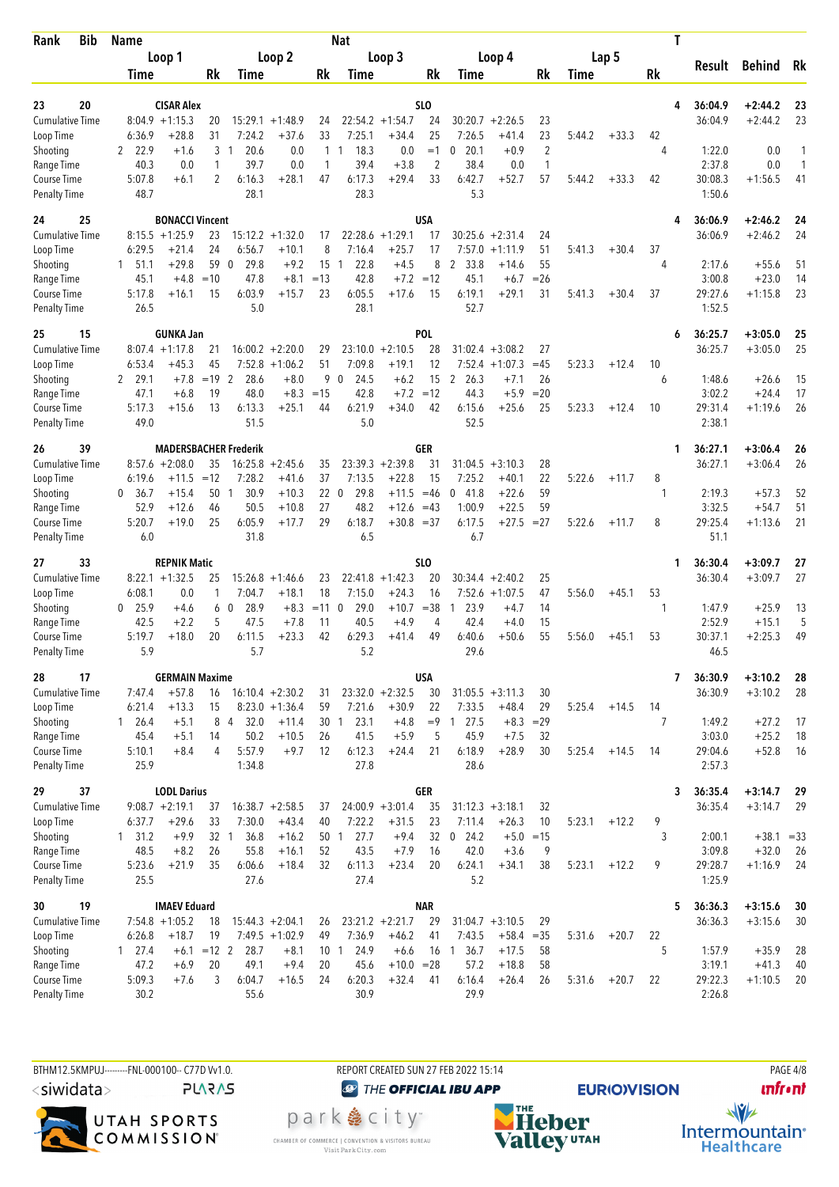| Rank | Bib | Name | | | Nat | | | | | | | | | | T | Result | Behind | Rk |
|---|---|---|---|---|---|---|---|---|---|---|---|---|---|---|---|---|---|---|
| | | Loop 1 | | | Loop 2 | | | Loop 3 | | | Loop 4 | | | Lap 5 | | | | |
| | | Time | | Rk | Time | | Rk | Time | | Rk | Time | | Rk | Time | | Rk | | |
| 23 | 20 | CISAR Alex | | | | | | SLO | | | | | | | 4 | 36:04.9 | +2:44.2 | 23 |
| Cumulative Time | | 8:04.9 | +1:15.3 | 20 | 15:29.1 | +1:48.9 | 24 | 22:54.2 | +1:54.7 | 24 | 30:20.7 | +2:26.5 | 23 | | | 36:04.9 | +2:44.2 | 23 |
| Loop Time | | 6:36.9 | +28.8 | 31 | 7:24.2 | +37.6 | 33 | 7:25.1 | +34.4 | 25 | 7:26.5 | +41.4 | 23 | 5:44.2 | +33.3 | 42 | | |
| Shooting | | 2 22.9 | +1.6 | 3 | 1 20.6 | 0.0 | 1 | 1 18.3 | 0.0 | =1 | 0 20.1 | +0.9 | 2 | | 4 | 1:22.0 | 0.0 | 1 |
| Range Time | | 40.3 | 0.0 | 1 | 39.7 | 0.0 | 1 | 39.4 | +3.8 | 2 | 38.4 | 0.0 | 1 | | | 2:37.8 | 0.0 | 1 |
| Course Time | | 5:07.8 | +6.1 | 2 | 6:16.3 | +28.1 | 47 | 6:17.3 | +29.4 | 33 | 6:42.7 | +52.7 | 57 | 5:44.2 | +33.3 | 42 | 30:08.3 | +1:56.5 | 41 |
| Penalty Time | | 48.7 | | | 28.1 | | | 28.3 | | | 5.3 | | | | | 1:50.6 | | |
| 24 | 25 | BONACCI Vincent | | | | | | USA | | | | | | | 4 | 36:06.9 | +2:46.2 | 24 |
| Cumulative Time | | 8:15.5 | +1:25.9 | 23 | 15:12.2 | +1:32.0 | 17 | 22:28.6 | +1:29.1 | 17 | 30:25.6 | +2:31.4 | 24 | | | 36:06.9 | +2:46.2 | 24 |
| Loop Time | | 6:29.5 | +21.4 | 24 | 6:56.7 | +10.1 | 8 | 7:16.4 | +25.7 | 17 | 7:57.0 | +1:11.9 | 51 | 5:41.3 | +30.4 | 37 | | |
| Shooting | | 1 51.1 | +29.8 | 59 | 0 29.8 | +9.2 | 15 | 1 22.8 | +4.5 | 8 | 2 33.8 | +14.6 | 55 | | 4 | 2:17.6 | +55.6 | 51 |
| Range Time | | 45.1 | +4.8 | =10 | 47.8 | +8.1 | =13 | 42.8 | +7.2 | =12 | 45.1 | +6.7 | =26 | | | 3:00.8 | +23.0 | 14 |
| Course Time | | 5:17.8 | +16.1 | 15 | 6:03.9 | +15.7 | 23 | 6:05.5 | +17.6 | 15 | 6:19.1 | +29.1 | 31 | 5:41.3 | +30.4 | 37 | 29:27.6 | +1:15.8 | 23 |
| Penalty Time | | 26.5 | | | 5.0 | | | 28.1 | | | 52.7 | | | | | 1:52.5 | | |
| 25 | 15 | GUNKA Jan | | | | | | POL | | | | | | | 6 | 36:25.7 | +3:05.0 | 25 |
| Cumulative Time | | 8:07.4 | +1:17.8 | 21 | 16:00.2 | +2:20.0 | 29 | 23:10.0 | +2:10.5 | 28 | 31:02.4 | +3:08.2 | 27 | | | 36:25.7 | +3:05.0 | 25 |
| Loop Time | | 6:53.4 | +45.3 | 45 | 7:52.8 | +1:06.2 | 51 | 7:09.8 | +19.1 | 12 | 7:52.4 | +1:07.3 | =45 | 5:23.3 | +12.4 | 10 | | |
| Shooting | | 2 29.1 | +7.8 | =19 | 2 28.6 | +8.0 | 9 | 0 24.5 | +6.2 | 15 | 2 26.3 | +7.1 | 26 | | 6 | 1:48.6 | +26.6 | 15 |
| Range Time | | 47.1 | +6.8 | 19 | 48.0 | +8.3 | =15 | 42.8 | +7.2 | =12 | 44.3 | +5.9 | =20 | | | 3:02.2 | +24.4 | 17 |
| Course Time | | 5:17.3 | +15.6 | 13 | 6:13.3 | +25.1 | 44 | 6:21.9 | +34.0 | 42 | 6:15.6 | +25.6 | 25 | 5:23.3 | +12.4 | 10 | 29:31.4 | +1:19.6 | 26 |
| Penalty Time | | 49.0 | | | 51.5 | | | 5.0 | | | 52.5 | | | | | 2:38.1 | | |
| 26 | 39 | MADERSBACHER Frederik | | | | | | GER | | | | | | | 1 | 36:27.1 | +3:06.4 | 26 |
| Cumulative Time | | 8:57.6 | +2:08.0 | 35 | 16:25.8 | +2:45.6 | 35 | 23:39.3 | +2:39.8 | 31 | 31:04.5 | +3:10.3 | 28 | | | 36:27.1 | +3:06.4 | 26 |
| Loop Time | | 6:19.6 | +11.5 | =12 | 7:28.2 | +41.6 | 37 | 7:13.5 | +22.8 | 15 | 7:25.2 | +40.1 | 22 | 5:22.6 | +11.7 | 8 | | |
| Shooting | | 0 36.7 | +15.4 | 50 | 1 30.9 | +10.3 | 22 | 0 29.8 | +11.5 | =46 | 0 41.8 | +22.6 | 59 | | 1 | 2:19.3 | +57.3 | 52 |
| Range Time | | 52.9 | +12.6 | 46 | 50.5 | +10.8 | 27 | 48.2 | +12.6 | =43 | 1:00.9 | +22.5 | 59 | | | 3:32.5 | +54.7 | 51 |
| Course Time | | 5:20.7 | +19.0 | 25 | 6:05.9 | +17.7 | 29 | 6:18.7 | +30.8 | =37 | 6:17.5 | +27.5 | =27 | 5:22.6 | +11.7 | 8 | 29:25.4 | +1:13.6 | 21 |
| Penalty Time | | 6.0 | | | 31.8 | | | 6.5 | | | 6.7 | | | | | 51.1 | | |
| 27 | 33 | REPNIK Matic | | | | | | SLO | | | | | | | 1 | 36:30.4 | +3:09.7 | 27 |
| Cumulative Time | | 8:22.1 | +1:32.5 | 25 | 15:26.8 | +1:46.6 | 23 | 22:41.8 | +1:42.3 | 20 | 30:34.4 | +2:40.2 | 25 | | | 36:30.4 | +3:09.7 | 27 |
| Loop Time | | 6:08.1 | 0.0 | 1 | 7:04.7 | +18.1 | 18 | 7:15.0 | +24.3 | 16 | 7:52.6 | +1:07.5 | 47 | 5:56.0 | +45.1 | 53 | | |
| Shooting | | 0 25.9 | +4.6 | 6 | 0 28.9 | +8.3 | =11 | 0 29.0 | +10.7 | =38 | 1 23.9 | +4.7 | 14 | | 1 | 1:47.9 | +25.9 | 13 |
| Range Time | | 42.5 | +2.2 | 5 | 47.5 | +7.8 | 11 | 40.5 | +4.9 | 4 | 42.4 | +4.0 | 15 | | | 2:52.9 | +15.1 | 5 |
| Course Time | | 5:19.7 | +18.0 | 20 | 6:11.5 | +23.3 | 42 | 6:29.3 | +41.4 | 49 | 6:40.6 | +50.6 | 55 | 5:56.0 | +45.1 | 53 | 30:37.1 | +2:25.3 | 49 |
| Penalty Time | | 5.9 | | | 5.7 | | | 5.2 | | | 29.6 | | | | | 46.5 | | |
| 28 | 17 | GERMAIN Maxime | | | | | | USA | | | | | | | 7 | 36:30.9 | +3:10.2 | 28 |
| Cumulative Time | | 7:47.4 | +57.8 | 16 | 16:10.4 | +2:30.2 | 31 | 23:32.0 | +2:32.5 | 30 | 31:05.5 | +3:11.3 | 30 | | | 36:30.9 | +3:10.2 | 28 |
| Loop Time | | 6:21.4 | +13.3 | 15 | 8:23.0 | +1:36.4 | 59 | 7:21.6 | +30.9 | 22 | 7:33.5 | +48.4 | 29 | 5:25.4 | +14.5 | 14 | | |
| Shooting | | 1 26.4 | +5.1 | 8 | 4 32.0 | +11.4 | 30 | 1 23.1 | +4.8 | =9 | 1 27.5 | +8.3 | =29 | | 7 | 1:49.2 | +27.2 | 17 |
| Range Time | | 45.4 | +5.1 | 14 | 50.2 | +10.5 | 26 | 41.5 | +5.9 | 5 | 45.9 | +7.5 | 32 | | | 3:03.0 | +25.2 | 18 |
| Course Time | | 5:10.1 | +8.4 | 4 | 5:57.9 | +9.7 | 12 | 6:12.3 | +24.4 | 21 | 6:18.9 | +28.9 | 30 | 5:25.4 | +14.5 | 14 | 29:04.6 | +52.8 | 16 |
| Penalty Time | | 25.9 | | | 1:34.8 | | | 27.8 | | | 28.6 | | | | | 2:57.3 | | |
| 29 | 37 | LODL Darius | | | | | | GER | | | | | | | 3 | 36:35.4 | +3:14.7 | 29 |
| Cumulative Time | | 9:08.7 | +2:19.1 | 37 | 16:38.7 | +2:58.5 | 37 | 24:00.9 | +3:01.4 | 35 | 31:12.3 | +3:18.1 | 32 | | | 36:35.4 | +3:14.7 | 29 |
| Loop Time | | 6:37.7 | +29.6 | 33 | 7:30.0 | +43.4 | 40 | 7:22.2 | +31.5 | 23 | 7:11.4 | +26.3 | 10 | 5:23.1 | +12.2 | 9 | | |
| Shooting | | 1 31.2 | +9.9 | 32 | 1 36.8 | +16.2 | 50 | 1 27.7 | +9.4 | 32 | 0 24.2 | +5.0 | =15 | | 3 | 2:00.1 | +38.1 | =33 |
| Range Time | | 48.5 | +8.2 | 26 | 55.8 | +16.1 | 52 | 43.5 | +7.9 | 16 | 42.0 | +3.6 | 9 | | | 3:09.8 | +32.0 | 26 |
| Course Time | | 5:23.6 | +21.9 | 35 | 6:06.6 | +18.4 | 32 | 6:11.3 | +23.4 | 20 | 6:24.1 | +34.1 | 38 | 5:23.1 | +12.2 | 9 | 29:28.7 | +1:16.9 | 24 |
| Penalty Time | | 25.5 | | | 27.6 | | | 27.4 | | | 5.2 | | | | | 1:25.9 | | |
| 30 | 19 | IMAEV Eduard | | | | | | NAR | | | | | | | 5 | 36:36.3 | +3:15.6 | 30 |
| Cumulative Time | | 7:54.8 | +1:05.2 | 18 | 15:44.3 | +2:04.1 | 26 | 23:21.2 | +2:21.7 | 29 | 31:04.7 | +3:10.5 | 29 | | | 36:36.3 | +3:15.6 | 30 |
| Loop Time | | 6:26.8 | +18.7 | 19 | 7:49.5 | +1:02.9 | 49 | 7:36.9 | +46.2 | 41 | 7:43.5 | +58.4 | =35 | 5:31.6 | +20.7 | 22 | | |
| Shooting | | 1 27.4 | +6.1 | =12 | 2 28.7 | +8.1 | 10 | 1 24.9 | +6.6 | 16 | 1 36.7 | +17.5 | 58 | | 5 | 1:57.9 | +35.9 | 28 |
| Range Time | | 47.2 | +6.9 | 20 | 49.1 | +9.4 | 20 | 45.6 | +10.0 | =28 | 57.2 | +18.8 | 58 | | | 3:19.1 | +41.3 | 40 |
| Course Time | | 5:09.3 | +7.6 | 3 | 6:04.7 | +16.5 | 24 | 6:20.3 | +32.4 | 41 | 6:16.4 | +26.4 | 26 | 5:31.6 | +20.7 | 22 | 29:22.3 | +1:10.5 | 20 |
| Penalty Time | | 30.2 | | | 55.6 | | | 30.9 | | | 29.9 | | | | | 2:26.8 | | |

BTHM12.5KMPUJ---------FNL-000100-- C77D Vv1.0. REPORT CREATED SUN 27 FEB 2022 15:14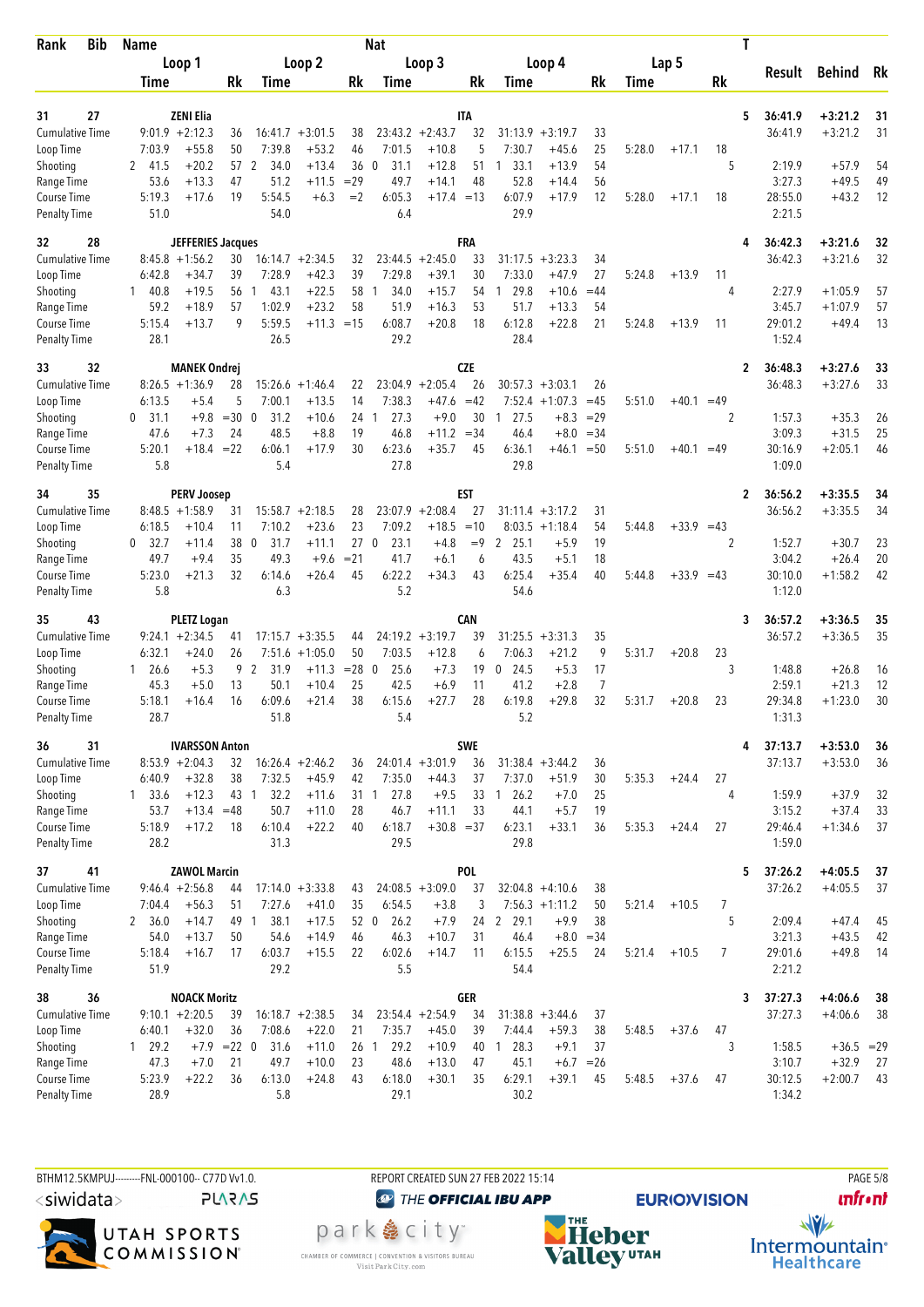| Rank | Bib | Name | | | Nat | | | | | | | | | | T | Result | Behind | Rk |
|---|---|---|---|---|---|---|---|---|---|---|---|---|---|---|---|---|---|---|
| | | Loop 1 | | | Loop 2 | | | Loop 3 | | | Loop 4 | | | Lap 5 | | | | |
| | | Time | | Rk | Time | | Rk | Time | | Rk | Time | | Rk | Time | | Rk | | |
| 31 | 27 | ZENI Elia | | | | | | ITA | | | | | | | 5 | 36:41.9 | +3:21.2 | 31 |
| Cumulative Time | | 9:01.9 | +2:12.3 | 36 | 16:41.7 | +3:01.5 | 38 | 23:43.2 | +2:43.7 | 32 | 31:13.9 | +3:19.7 | 33 | | | 36:41.9 | +3:21.2 | 31 |
| Loop Time | | 7:03.9 | +55.8 | 50 | 7:39.8 | +53.2 | 46 | 7:01.5 | +10.8 | 5 | 7:30.7 | +45.6 | 25 | 5:28.0 | +17.1 | 18 | | |
| Shooting | | 2 41.5 | +20.2 | 57 | 2 34.0 | +13.4 | 36 | 0 31.1 | +12.8 | 51 | 1 33.1 | +13.9 | 54 | | | 5 | 2:19.9 | +57.9 | 54 |
| Range Time | | 53.6 | +13.3 | 47 | 51.2 | +11.5 | =29 | 49.7 | +14.1 | 48 | 52.8 | +14.4 | 56 | | | | 3:27.3 | +49.5 | 49 |
| Course Time | | 5:19.3 | +17.6 | 19 | 5:54.5 | +6.3 | =2 | 6:05.3 | +17.4 | =13 | 6:07.9 | +17.9 | 12 | 5:28.0 | +17.1 | 18 | 28:55.0 | +43.2 | 12 |
| Penalty Time | | 51.0 | | | 54.0 | | | 6.4 | | | 29.9 | | | | | | 2:21.5 | | |
| 32 | 28 | JEFFERIES Jacques | | | | | | FRA | | | | | | | 4 | 36:42.3 | +3:21.6 | 32 |
| Cumulative Time | | 8:45.8 | +1:56.2 | 30 | 16:14.7 | +2:34.5 | 32 | 23:44.5 | +2:45.0 | 33 | 31:17.5 | +3:23.3 | 34 | | | 36:42.3 | +3:21.6 | 32 |
| Loop Time | | 6:42.8 | +34.7 | 39 | 7:28.9 | +42.3 | 39 | 7:29.8 | +39.1 | 30 | 7:33.0 | +47.9 | 27 | 5:24.8 | +13.9 | 11 | | |
| Shooting | | 1 40.8 | +19.5 | 56 | 1 43.1 | +22.5 | 58 | 1 34.0 | +15.7 | 54 | 1 29.8 | +10.6 | =44 | | | 4 | 2:27.9 | +1:05.9 | 57 |
| Range Time | | 59.2 | +18.9 | 57 | 1:02.9 | +23.2 | 58 | 51.9 | +16.3 | 53 | 51.7 | +13.3 | 54 | | | | 3:45.7 | +1:07.9 | 57 |
| Course Time | | 5:15.4 | +13.7 | 9 | 5:59.5 | +11.3 | =15 | 6:08.7 | +20.8 | 18 | 6:12.8 | +22.8 | 21 | 5:24.8 | +13.9 | 11 | 29:01.2 | +49.4 | 13 |
| Penalty Time | | 28.1 | | | 26.5 | | | 29.2 | | | 28.4 | | | | | | 1:52.4 | | |
| 33 | 32 | MANEK Ondrej | | | | | | CZE | | | | | | | 2 | 36:48.3 | +3:27.6 | 33 |
| Cumulative Time | | 8:26.5 | +1:36.9 | 28 | 15:26.6 | +1:46.4 | 22 | 23:04.9 | +2:05.4 | 26 | 30:57.3 | +3:03.1 | 26 | | | 36:48.3 | +3:27.6 | 33 |
| Loop Time | | 6:13.5 | +5.4 | 5 | 7:00.1 | +13.5 | 14 | 7:38.3 | +47.6 | =42 | 7:52.4 | +1:07.3 | =45 | 5:51.0 | +40.1 | =49 | | |
| Shooting | | 0 31.1 | +9.8 | =30 | 0 31.2 | +10.6 | 24 | 1 27.3 | +9.0 | 30 | 1 27.5 | +8.3 | =29 | | | 2 | 1:57.3 | +35.3 | 26 |
| Range Time | | 47.6 | +7.3 | 24 | 48.5 | +8.8 | 19 | 46.8 | +11.2 | =34 | 46.4 | +8.0 | =34 | | | | 3:09.3 | +31.5 | 25 |
| Course Time | | 5:20.1 | +18.4 | =22 | 6:06.1 | +17.9 | 30 | 6:23.6 | +35.7 | 45 | 6:36.1 | +46.1 | =50 | 5:51.0 | +40.1 | =49 | 30:16.9 | +2:05.1 | 46 |
| Penalty Time | | 5.8 | | | 5.4 | | | 27.8 | | | 29.8 | | | | | | 1:09.0 | | |
| 34 | 35 | PERV Joosep | | | | | | EST | | | | | | | 2 | 36:56.2 | +3:35.5 | 34 |
| Cumulative Time | | 8:48.5 | +1:58.9 | 31 | 15:58.7 | +2:18.5 | 28 | 23:07.9 | +2:08.4 | 27 | 31:11.4 | +3:17.2 | 31 | | | 36:56.2 | +3:35.5 | 34 |
| Loop Time | | 6:18.5 | +10.4 | 11 | 7:10.2 | +23.6 | 23 | 7:09.2 | +18.5 | =10 | 8:03.5 | +1:18.4 | 54 | 5:44.8 | +33.9 | =43 | | |
| Shooting | | 0 32.7 | +11.4 | 38 | 0 31.7 | +11.1 | 27 | 0 23.1 | +4.8 | =9 | 2 25.1 | +5.9 | 19 | | | 2 | 1:52.7 | +30.7 | 23 |
| Range Time | | 49.7 | +9.4 | 35 | 49.3 | +9.6 | =21 | 41.7 | +6.1 | 6 | 43.5 | +5.1 | 18 | | | | 3:04.2 | +26.4 | 20 |
| Course Time | | 5:23.0 | +21.3 | 32 | 6:14.6 | +26.4 | 45 | 6:22.2 | +34.3 | 43 | 6:25.4 | +35.4 | 40 | 5:44.8 | +33.9 | =43 | 30:10.0 | +1:58.2 | 42 |
| Penalty Time | | 5.8 | | | 6.3 | | | 5.2 | | | 54.6 | | | | | | 1:12.0 | | |
| 35 | 43 | PLETZ Logan | | | | | | CAN | | | | | | | 3 | 36:57.2 | +3:36.5 | 35 |
| Cumulative Time | | 9:24.1 | +2:34.5 | 41 | 17:15.7 | +3:35.5 | 44 | 24:19.2 | +3:19.7 | 39 | 31:25.5 | +3:31.3 | 35 | | | 36:57.2 | +3:36.5 | 35 |
| Loop Time | | 6:32.1 | +24.0 | 26 | 7:51.6 | +1:05.0 | 50 | 7:03.5 | +12.8 | 6 | 7:06.3 | +21.2 | 9 | 5:31.7 | +20.8 | 23 | | |
| Shooting | | 1 26.6 | +5.3 | 9 | 2 31.9 | +11.3 | =28 | 0 25.6 | +7.3 | 19 | 0 24.5 | +5.3 | 17 | | | 3 | 1:48.8 | +26.8 | 16 |
| Range Time | | 45.3 | +5.0 | 13 | 50.1 | +10.4 | 25 | 42.5 | +6.9 | 11 | 41.2 | +2.8 | 7 | | | | 2:59.1 | +21.3 | 12 |
| Course Time | | 5:18.1 | +16.4 | 16 | 6:09.6 | +21.4 | 38 | 6:15.6 | +27.7 | 28 | 6:19.8 | +29.8 | 32 | 5:31.7 | +20.8 | 23 | 29:34.8 | +1:23.0 | 30 |
| Penalty Time | | 28.7 | | | 51.8 | | | 5.4 | | | 5.2 | | | | | | 1:31.3 | | |
| 36 | 31 | IVARSSON Anton | | | | | | SWE | | | | | | | 4 | 37:13.7 | +3:53.0 | 36 |
| Cumulative Time | | 8:53.9 | +2:04.3 | 32 | 16:26.4 | +2:46.2 | 36 | 24:01.4 | +3:01.9 | 36 | 31:38.4 | +3:44.2 | 36 | | | 37:13.7 | +3:53.0 | 36 |
| Loop Time | | 6:40.9 | +32.8 | 38 | 7:32.5 | +45.9 | 42 | 7:35.0 | +44.3 | 37 | 7:37.0 | +51.9 | 30 | 5:35.3 | +24.4 | 27 | | |
| Shooting | | 1 33.6 | +12.3 | 43 | 1 32.2 | +11.6 | 31 | 1 27.8 | +9.5 | 33 | 1 26.2 | +7.0 | 25 | | | 4 | 1:59.9 | +37.9 | 32 |
| Range Time | | 53.7 | +13.4 | =48 | 50.7 | +11.0 | 28 | 46.7 | +11.1 | 33 | 44.1 | +5.7 | 19 | | | | 3:15.2 | +37.4 | 33 |
| Course Time | | 5:18.9 | +17.2 | 18 | 6:10.4 | +22.2 | 40 | 6:18.7 | +30.8 | =37 | 6:23.1 | +33.1 | 36 | 5:35.3 | +24.4 | 27 | 29:46.4 | +1:34.6 | 37 |
| Penalty Time | | 28.2 | | | 31.3 | | | 29.5 | | | 29.8 | | | | | | 1:59.0 | | |
| 37 | 41 | ZAWOL Marcin | | | | | | POL | | | | | | | 5 | 37:26.2 | +4:05.5 | 37 |
| Cumulative Time | | 9:46.4 | +2:56.8 | 44 | 17:14.0 | +3:33.8 | 43 | 24:08.5 | +3:09.0 | 37 | 32:04.8 | +4:10.6 | 38 | | | 37:26.2 | +4:05.5 | 37 |
| Loop Time | | 7:04.4 | +56.3 | 51 | 7:27.6 | +41.0 | 35 | 6:54.5 | +3.8 | 3 | 7:56.3 | +1:11.2 | 50 | 5:21.4 | +10.5 | 7 | | |
| Shooting | | 2 36.0 | +14.7 | 49 | 1 38.1 | +17.5 | 52 | 0 26.2 | +7.9 | 24 | 2 29.1 | +9.9 | 38 | | | 5 | 2:09.4 | +47.4 | 45 |
| Range Time | | 54.0 | +13.7 | 50 | 54.6 | +14.9 | 46 | 46.3 | +10.7 | 31 | 46.4 | +8.0 | =34 | | | | 3:21.3 | +43.5 | 42 |
| Course Time | | 5:18.4 | +16.7 | 17 | 6:03.7 | +15.5 | 22 | 6:02.6 | +14.7 | 11 | 6:15.5 | +25.5 | 24 | 5:21.4 | +10.5 | 7 | 29:01.6 | +49.8 | 14 |
| Penalty Time | | 51.9 | | | 29.2 | | | 5.5 | | | 54.4 | | | | | | 2:21.2 | | |
| 38 | 36 | NOACK Moritz | | | | | | GER | | | | | | | 3 | 37:27.3 | +4:06.6 | 38 |
| Cumulative Time | | 9:10.1 | +2:20.5 | 39 | 16:18.7 | +2:38.5 | 34 | 23:54.4 | +2:54.9 | 34 | 31:38.8 | +3:44.6 | 37 | | | 37:27.3 | +4:06.6 | 38 |
| Loop Time | | 6:40.1 | +32.0 | 36 | 7:08.6 | +22.0 | 21 | 7:35.7 | +45.0 | 39 | 7:44.4 | +59.3 | 38 | 5:48.5 | +37.6 | 47 | | |
| Shooting | | 1 29.2 | +7.9 | =22 | 0 31.6 | +11.0 | 26 | 1 29.2 | +10.9 | 40 | 1 28.3 | +9.1 | 37 | | | 3 | 1:58.5 | +36.5 | =29 |
| Range Time | | 47.3 | +7.0 | 21 | 49.7 | +10.0 | 23 | 48.6 | +13.0 | 47 | 45.1 | +6.7 | =26 | | | | 3:10.7 | +32.9 | 27 |
| Course Time | | 5:23.9 | +22.2 | 36 | 6:13.0 | +24.8 | 43 | 6:18.0 | +30.1 | 35 | 6:29.1 | +39.1 | 45 | 5:48.5 | +37.6 | 47 | 30:12.5 | +2:00.7 | 43 |
| Penalty Time | | 28.9 | | | 5.8 | | | 29.1 | | | 30.2 | | | | | | 1:34.2 | | |

BTHM12.5KMPUJ---------FNL-000100-- C77D Vv1.0. REPORT CREATED SUN 27 FEB 2022 15:14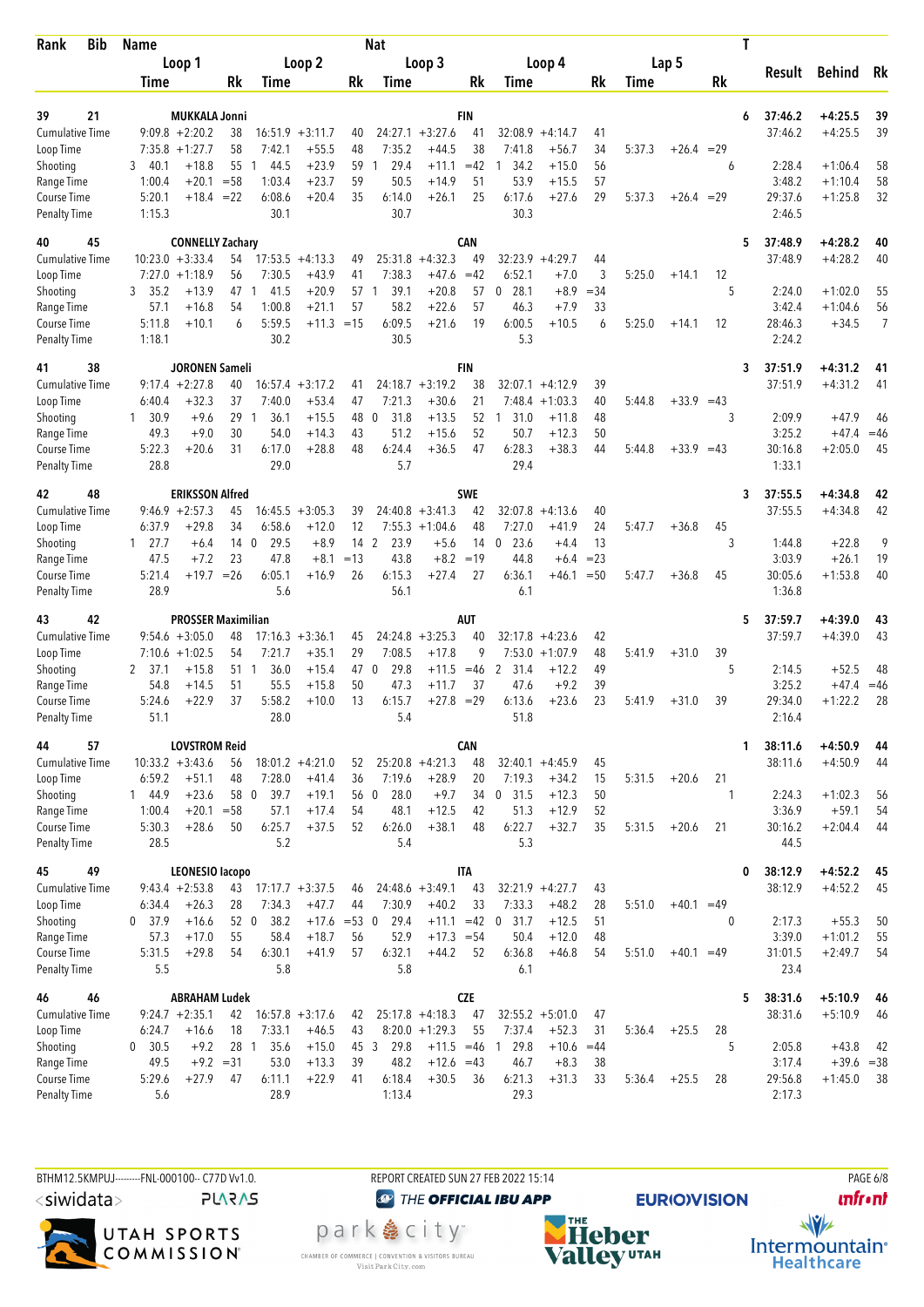| Rank | Bib | Name | | | | | | Nat | | | | | | | | | T | Result | Behind | Rk |
|---|---|---|---|---|---|---|---|---|---|---|---|---|---|---|---|---|---|---|---|---|
| | | Loop 1 | | | Loop 2 | | | Loop 3 | | | Loop 4 | | | Lap 5 | | | | | | |
| | | Time | | Rk | Time | | Rk | Time | | Rk | Time | | Rk | Time | | Rk | | | | |
| 39 | 21 | MUKKALA Jonni | | | | | | FIN | | | | | | | | | 6 | 37:46.2 | +4:25.5 | 39 |
| Cumulative Time | | 9:09.8 | +2:20.2 | 38 | 16:51.9 | +3:11.7 | 40 | 24:27.1 | +3:27.6 | 41 | 32:08.9 | +4:14.7 | 41 | | | | | 37:46.2 | +4:25.5 | 39 |
| Loop Time | | 7:35.8 | +1:27.7 | 58 | 7:42.1 | +55.5 | 48 | 7:35.2 | +44.5 | 38 | 7:41.8 | +56.7 | 34 | 5:37.3 | +26.4 | =29 | | | | |
| Shooting | | 3 40.1 | +18.8 | 55 | 1 44.5 | +23.9 | 59 | 1 29.4 | +11.1 | =42 | 1 34.2 | +15.0 | 56 | | | 6 | | 2:28.4 | +1:06.4 | 58 |
| Range Time | | 1:00.4 | +20.1 | =58 | 1:03.4 | +23.7 | 59 | 50.5 | +14.9 | 51 | 53.9 | +15.5 | 57 | | | | | 3:48.2 | +1:10.4 | 58 |
| Course Time | | 5:20.1 | +18.4 | =22 | 6:08.6 | +20.4 | 35 | 6:14.0 | +26.1 | 25 | 6:17.6 | +27.6 | 29 | 5:37.3 | +26.4 | =29 | | 29:37.6 | +1:25.8 | 32 |
| Penalty Time | | 1:15.3 | | | 30.1 | | | 30.7 | | | 30.3 | | | | | | | 2:46.5 | | |
| 40 | 45 | CONNELLY Zachary | | | | | | CAN | | | | | | | | | 5 | 37:48.9 | +4:28.2 | 40 |
| Cumulative Time | | 10:23.0 | +3:33.4 | 54 | 17:53.5 | +4:13.3 | 49 | 25:31.8 | +4:32.3 | 49 | 32:23.9 | +4:29.7 | 44 | | | | | 37:48.9 | +4:28.2 | 40 |
| Loop Time | | 7:27.0 | +1:18.9 | 56 | 7:30.5 | +43.9 | 41 | 7:38.3 | +47.6 | =42 | 6:52.1 | +7.0 | 3 | 5:25.0 | +14.1 | 12 | | | | |
| Shooting | | 3 35.2 | +13.9 | 47 | 1 41.5 | +20.9 | 57 | 1 39.1 | +20.8 | 57 | 0 28.1 | +8.9 | =34 | | | 5 | | 2:24.0 | +1:02.0 | 55 |
| Range Time | | 57.1 | +16.8 | 54 | 1:00.8 | +21.1 | 57 | 58.2 | +22.6 | 57 | 46.3 | +7.9 | 33 | | | | | 3:42.4 | +1:04.6 | 56 |
| Course Time | | 5:11.8 | +10.1 | 6 | 5:59.5 | +11.3 | =15 | 6:09.5 | +21.6 | 19 | 6:00.5 | +10.5 | 6 | 5:25.0 | +14.1 | 12 | | 28:46.3 | +34.5 | 7 |
| Penalty Time | | 1:18.1 | | | 30.2 | | | 30.5 | | | 5.3 | | | | | | | 2:24.2 | | |
| 41 | 38 | JORONEN Sameli | | | | | | FIN | | | | | | | | | 3 | 37:51.9 | +4:31.2 | 41 |
| Cumulative Time | | 9:17.4 | +2:27.8 | 40 | 16:57.4 | +3:17.2 | 41 | 24:18.7 | +3:19.2 | 38 | 32:07.1 | +4:12.9 | 39 | | | | | 37:51.9 | +4:31.2 | 41 |
| Loop Time | | 6:40.4 | +32.3 | 37 | 7:40.0 | +53.4 | 47 | 7:21.3 | +30.6 | 21 | 7:48.4 | +1:03.3 | 40 | 5:44.8 | +33.9 | =43 | | | | |
| Shooting | | 1 30.9 | +9.6 | 29 | 1 36.1 | +15.5 | 48 | 0 31.8 | +13.5 | 52 | 1 31.0 | +11.8 | 48 | | | 3 | | 2:09.9 | +47.9 | 46 |
| Range Time | | 49.3 | +9.0 | 30 | 54.0 | +14.3 | 43 | 51.2 | +15.6 | 52 | 50.7 | +12.3 | 50 | | | | | 3:25.2 | +47.4 | =46 |
| Course Time | | 5:22.3 | +20.6 | 31 | 6:17.0 | +28.8 | 48 | 6:24.4 | +36.5 | 47 | 6:28.3 | +38.3 | 44 | 5:44.8 | +33.9 | =43 | | 30:16.8 | +2:05.0 | 45 |
| Penalty Time | | 28.8 | | | 29.0 | | | 5.7 | | | 29.4 | | | | | | | 1:33.1 | | |
| 42 | 48 | ERIKSSON Alfred | | | | | | SWE | | | | | | | | | 3 | 37:55.5 | +4:34.8 | 42 |
| Cumulative Time | | 9:46.9 | +2:57.3 | 45 | 16:45.5 | +3:05.3 | 39 | 24:40.8 | +3:41.3 | 42 | 32:07.8 | +4:13.6 | 40 | | | | | 37:55.5 | +4:34.8 | 42 |
| Loop Time | | 6:37.9 | +29.8 | 34 | 6:58.6 | +12.0 | 12 | 7:55.3 | +1:04.6 | 48 | 7:27.0 | +41.9 | 24 | 5:47.7 | +36.8 | 45 | | | | |
| Shooting | | 1 27.7 | +6.4 | 14 | 0 29.5 | +8.9 | 14 | 2 23.9 | +5.6 | 14 | 0 23.6 | +4.4 | 13 | | | 3 | | 1:44.8 | +22.8 | 9 |
| Range Time | | 47.5 | +7.2 | 23 | 47.8 | +8.1 | =13 | 43.8 | +8.2 | =19 | 44.8 | +6.4 | =23 | | | | | 3:03.9 | +26.1 | 19 |
| Course Time | | 5:21.4 | +19.7 | =26 | 6:05.1 | +16.9 | 26 | 6:15.3 | +27.4 | 27 | 6:36.1 | +46.1 | =50 | 5:47.7 | +36.8 | 45 | | 30:05.6 | +1:53.8 | 40 |
| Penalty Time | | 28.9 | | | 5.6 | | | 56.1 | | | 6.1 | | | | | | | 1:36.8 | | |
| 43 | 42 | PROSSER Maximilian | | | | | | AUT | | | | | | | | | 5 | 37:59.7 | +4:39.0 | 43 |
| Cumulative Time | | 9:54.6 | +3:05.0 | 48 | 17:16.3 | +3:36.1 | 45 | 24:24.8 | +3:25.3 | 40 | 32:17.8 | +4:23.6 | 42 | | | | | 37:59.7 | +4:39.0 | 43 |
| Loop Time | | 7:10.6 | +1:02.5 | 54 | 7:21.7 | +35.1 | 29 | 7:08.5 | +17.8 | 9 | 7:53.0 | +1:07.9 | 48 | 5:41.9 | +31.0 | 39 | | | | |
| Shooting | | 2 37.1 | +15.8 | 51 | 1 36.0 | +15.4 | 47 | 0 29.8 | +11.5 | =46 | 2 31.4 | +12.2 | 49 | | | 5 | | 2:14.5 | +52.5 | 48 |
| Range Time | | 54.8 | +14.5 | 51 | 55.5 | +15.8 | 50 | 47.3 | +11.7 | 37 | 47.6 | +9.2 | 39 | | | | | 3:25.2 | +47.4 | =46 |
| Course Time | | 5:24.6 | +22.9 | 37 | 5:58.2 | +10.0 | 13 | 6:15.7 | +27.8 | =29 | 6:13.6 | +23.6 | 23 | 5:41.9 | +31.0 | 39 | | 29:34.0 | +1:22.2 | 28 |
| Penalty Time | | 51.1 | | | 28.0 | | | 5.4 | | | 51.8 | | | | | | | 2:16.4 | | |
| 44 | 57 | LOVSTROM Reid | | | | | | CAN | | | | | | | | | 1 | 38:11.6 | +4:50.9 | 44 |
| Cumulative Time | | 10:33.2 | +3:43.6 | 56 | 18:01.2 | +4:21.0 | 52 | 25:20.8 | +4:21.3 | 48 | 32:40.1 | +4:45.9 | 45 | | | | | 38:11.6 | +4:50.9 | 44 |
| Loop Time | | 6:59.2 | +51.1 | 48 | 7:28.0 | +41.4 | 36 | 7:19.6 | +28.9 | 20 | 7:19.3 | +34.2 | 15 | 5:31.5 | +20.6 | 21 | | | | |
| Shooting | | 1 44.9 | +23.6 | 58 | 0 39.7 | +19.1 | 56 | 0 28.0 | +9.7 | 34 | 0 31.5 | +12.3 | 50 | | | 1 | | 2:24.3 | +1:02.3 | 56 |
| Range Time | | 1:00.4 | +20.1 | =58 | 57.1 | +17.4 | 54 | 48.1 | +12.5 | 42 | 51.3 | +12.9 | 52 | | | | | 3:36.9 | +59.1 | 54 |
| Course Time | | 5:30.3 | +28.6 | 50 | 6:25.7 | +37.5 | 52 | 6:26.0 | +38.1 | 48 | 6:22.7 | +32.7 | 35 | 5:31.5 | +20.6 | 21 | | 30:16.2 | +2:04.4 | 44 |
| Penalty Time | | 28.5 | | | 5.2 | | | 5.4 | | | 5.3 | | | | | | | 44.5 | | |
| 45 | 49 | LEONESIO Iacopo | | | | | | ITA | | | | | | | | | 0 | 38:12.9 | +4:52.2 | 45 |
| Cumulative Time | | 9:43.4 | +2:53.8 | 43 | 17:17.7 | +3:37.5 | 46 | 24:48.6 | +3:49.1 | 43 | 32:21.9 | +4:27.7 | 43 | | | | | 38:12.9 | +4:52.2 | 45 |
| Loop Time | | 6:34.4 | +26.3 | 28 | 7:34.3 | +47.7 | 44 | 7:30.9 | +40.2 | 33 | 7:33.3 | +48.2 | 28 | 5:51.0 | +40.1 | =49 | | | | |
| Shooting | | 0 37.9 | +16.6 | 52 | 0 38.2 | +17.6 | =53 | 0 29.4 | +11.1 | =42 | 0 31.7 | +12.5 | 51 | | | 0 | | 2:17.3 | +55.3 | 50 |
| Range Time | | 57.3 | +17.0 | 55 | 58.4 | +18.7 | 56 | 52.9 | +17.3 | =54 | 50.4 | +12.0 | 48 | | | | | 3:39.0 | +1:01.2 | 55 |
| Course Time | | 5:31.5 | +29.8 | 54 | 6:30.1 | +41.9 | 57 | 6:32.1 | +44.2 | 52 | 6:36.8 | +46.8 | 54 | 5:51.0 | +40.1 | =49 | | 31:01.5 | +2:49.7 | 54 |
| Penalty Time | | 5.5 | | | 5.8 | | | 5.8 | | | 6.1 | | | | | | | 23.4 | | |
| 46 | 46 | ABRAHAM Ludek | | | | | | CZE | | | | | | | | | 5 | 38:31.6 | +5:10.9 | 46 |
| Cumulative Time | | 9:24.7 | +2:35.1 | 42 | 16:57.8 | +3:17.6 | 42 | 25:17.8 | +4:18.3 | 47 | 32:55.2 | +5:01.0 | 47 | | | | | 38:31.6 | +5:10.9 | 46 |
| Loop Time | | 6:24.7 | +16.6 | 18 | 7:33.1 | +46.5 | 43 | 8:20.0 | +1:29.3 | 55 | 7:37.4 | +52.3 | 31 | 5:36.4 | +25.5 | 28 | | | | |
| Shooting | | 0 30.5 | +9.2 | 28 | 1 35.6 | +15.0 | 45 | 3 29.8 | +11.5 | =46 | 1 29.8 | +10.6 | =44 | | | 5 | | 2:05.8 | +43.8 | 42 |
| Range Time | | 49.5 | +9.2 | =31 | 53.0 | +13.3 | 39 | 48.2 | +12.6 | =43 | 46.7 | +8.3 | 38 | | | | | 3:17.4 | +39.6 | =38 |
| Course Time | | 5:29.6 | +27.9 | 47 | 6:11.1 | +22.9 | 41 | 6:18.4 | +30.5 | 36 | 6:21.3 | +31.3 | 33 | 5:36.4 | +25.5 | 28 | | 29:56.8 | +1:45.0 | 38 |
| Penalty Time | | 5.6 | | | 28.9 | | | 1:13.4 | | | 29.3 | | | | | | | 2:17.3 | | |

BTHM12.5KMPUJ---------FNL-000100-- C77D Vv1.0. REPORT CREATED SUN 27 FEB 2022 15:14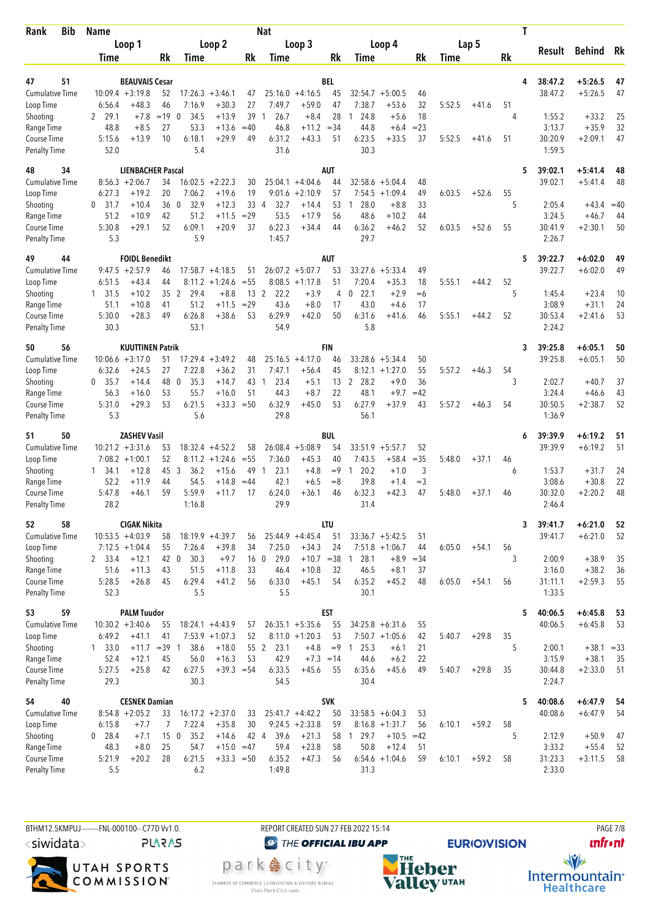| Rank | Bib | Name | | | | | | Nat | | | | | | | | T | Result | Behind | Rk |
|---|---|---|---|---|---|---|---|---|---|---|---|---|---|---|---|---|---|---|---|
| | | Loop 1 | | | Loop 2 | | | Loop 3 | | | Loop 4 | | | Lap 5 | | | | | |
| | | Time | | Rk | Time | | Rk | Time | | Rk | Time | | Rk | Time | | Rk | | | |
| 47 | 51 | BEAUVAIS Cesar | | | | | | BEL | | | | | | | | 4 | 38:47.2 | +5:26.5 | 47 |
| Cumulative Time | | 10:09.4 | +3:19.8 | 52 | 17:26.3 | +3:46.1 | 47 | 25:16.0 | +4:16.5 | 45 | 32:54.7 | +5:00.5 | 46 | | | | 38:47.2 | +5:26.5 | 47 |
| Loop Time | | 6:56.4 | +48.3 | 46 | 7:16.9 | +30.3 | 27 | 7:49.7 | +59.0 | 47 | 7:38.7 | +53.6 | 32 | 5:52.5 | +41.6 | 51 | | | |
| Shooting | | 2 29.1 | +7.8 | =19 | 0 34.5 | +13.9 | 39 | 1 26.7 | +8.4 | 28 | 1 24.8 | +5.6 | 18 | | | 4 | 1:55.2 | +33.2 | 25 |
| Range Time | | 48.8 | +8.5 | 27 | 53.3 | +13.6 | =40 | 46.8 | +11.2 | =34 | 44.8 | +6.4 | =23 | | | | 3:13.7 | +35.9 | 32 |
| Course Time | | 5:15.6 | +13.9 | 10 | 6:18.1 | +29.9 | 49 | 6:31.2 | +43.3 | 51 | 6:23.5 | +33.5 | 37 | 5:52.5 | +41.6 | 51 | 30:20.9 | +2:09.1 | 47 |
| Penalty Time | | 52.0 | | | 5.4 | | | 31.6 | | | 30.3 | | | | | | 1:59.5 | | |
| 48 | 34 | LIENBACHER Pascal | | | | | | AUT | | | | | | | | 5 | 39:02.1 | +5:41.4 | 48 |
| Cumulative Time | | 8:56.3 | +2:06.7 | 34 | 16:02.5 | +2:22.3 | 30 | 25:04.1 | +4:04.6 | 44 | 32:58.6 | +5:04.4 | 48 | | | | 39:02.1 | +5:41.4 | 48 |
| Loop Time | | 6:27.3 | +19.2 | 20 | 7:06.2 | +19.6 | 19 | 9:01.6 | +2:10.9 | 57 | 7:54.5 | +1:09.4 | 49 | 6:03.5 | +52.6 | 55 | | | |
| Shooting | | 0 31.7 | +10.4 | 36 | 0 32.9 | +12.3 | 33 | 4 32.7 | +14.4 | 53 | 1 28.0 | +8.8 | 33 | | | 5 | 2:05.4 | +43.4 | =40 |
| Range Time | | 51.2 | +10.9 | 42 | 51.2 | +11.5 | =29 | 53.5 | +17.9 | 56 | 48.6 | +10.2 | 44 | | | | 3:24.5 | +46.7 | 44 |
| Course Time | | 5:30.8 | +29.1 | 52 | 6:09.1 | +20.9 | 37 | 6:22.3 | +34.4 | 44 | 6:36.2 | +46.2 | 52 | 6:03.5 | +52.6 | 55 | 30:41.9 | +2:30.1 | 50 |
| Penalty Time | | 5.3 | | | 5.9 | | | 1:45.7 | | | 29.7 | | | | | | 2:26.7 | | |
| 49 | 44 | FOIDL Benedikt | | | | | | AUT | | | | | | | | 5 | 39:22.7 | +6:02.0 | 49 |
| Cumulative Time | | 9:47.5 | +2:57.9 | 46 | 17:58.7 | +4:18.5 | 51 | 26:07.2 | +5:07.7 | 53 | 33:27.6 | +5:33.4 | 49 | | | | 39:22.7 | +6:02.0 | 49 |
| Loop Time | | 6:51.5 | +43.4 | 44 | 8:11.2 | +1:24.6 | =55 | 8:08.5 | +1:17.8 | 51 | 7:20.4 | +35.3 | 18 | 5:55.1 | +44.2 | 52 | | | |
| Shooting | | 1 31.5 | +10.2 | 35 | 2 29.4 | +8.8 | 13 | 2 22.2 | +3.9 | 4 | 0 22.1 | +2.9 | =6 | | | 5 | 1:45.4 | +23.4 | 10 |
| Range Time | | 51.1 | +10.8 | 41 | 51.2 | +11.5 | =29 | 43.6 | +8.0 | 17 | 43.0 | +4.6 | 17 | | | | 3:08.9 | +31.1 | 24 |
| Course Time | | 5:30.0 | +28.3 | 49 | 6:26.8 | +38.6 | 53 | 6:29.9 | +42.0 | 50 | 6:31.6 | +41.6 | 46 | 5:55.1 | +44.2 | 52 | 30:53.4 | +2:41.6 | 53 |
| Penalty Time | | 30.3 | | | 53.1 | | | 54.9 | | | 5.8 | | | | | | 2:24.2 | | |
| 50 | 56 | KUUTTINEN Patrik | | | | | | FIN | | | | | | | | 3 | 39:25.8 | +6:05.1 | 50 |
| Cumulative Time | | 10:06.6 | +3:17.0 | 51 | 17:29.4 | +3:49.2 | 48 | 25:16.5 | +4:17.0 | 46 | 33:28.6 | +5:34.4 | 50 | | | | 39:25.8 | +6:05.1 | 50 |
| Loop Time | | 6:32.6 | +24.5 | 27 | 7:22.8 | +36.2 | 31 | 7:47.1 | +56.4 | 45 | 8:12.1 | +1:27.0 | 55 | 5:57.2 | +46.3 | 54 | | | |
| Shooting | | 0 35.7 | +14.4 | 48 | 0 35.3 | +14.7 | 43 | 1 23.4 | +5.1 | 13 | 2 28.2 | +9.0 | 36 | | | 3 | 2:02.7 | +40.7 | 37 |
| Range Time | | 56.3 | +16.0 | 53 | 55.7 | +16.0 | 51 | 44.3 | +8.7 | 22 | 48.1 | +9.7 | =42 | | | | 3:24.4 | +46.6 | 43 |
| Course Time | | 5:31.0 | +29.3 | 53 | 6:21.5 | +33.3 | =50 | 6:32.9 | +45.0 | 53 | 6:27.9 | +37.9 | 43 | 5:57.2 | +46.3 | 54 | 30:50.5 | +2:38.7 | 52 |
| Penalty Time | | 5.3 | | | 5.6 | | | 29.8 | | | 56.1 | | | | | | 1:36.9 | | |
| 51 | 50 | ZASHEV Vasil | | | | | | BUL | | | | | | | | 6 | 39:39.9 | +6:19.2 | 51 |
| Cumulative Time | | 10:21.2 | +3:31.6 | 53 | 18:32.4 | +4:52.2 | 58 | 26:08.4 | +5:08.9 | 54 | 33:51.9 | +5:57.7 | 52 | | | | 39:39.9 | +6:19.2 | 51 |
| Loop Time | | 7:08.2 | +1:00.1 | 52 | 8:11.2 | +1:24.6 | =55 | 7:36.0 | +45.3 | 40 | 7:43.5 | +58.4 | =35 | 5:48.0 | +37.1 | 46 | | | |
| Shooting | | 1 34.1 | +12.8 | 45 | 3 36.2 | +15.6 | 49 | 1 23.1 | +4.8 | =9 | 1 20.2 | +1.0 | 3 | | | 6 | 1:53.7 | +31.7 | 24 |
| Range Time | | 52.2 | +11.9 | 44 | 54.5 | +14.8 | =44 | 42.1 | +6.5 | =8 | 39.8 | +1.4 | =3 | | | | 3:08.6 | +30.8 | 22 |
| Course Time | | 5:47.8 | +46.1 | 59 | 5:59.9 | +11.7 | 17 | 6:24.0 | +36.1 | 46 | 6:32.3 | +42.3 | 47 | 5:48.0 | +37.1 | 46 | 30:32.0 | +2:20.2 | 48 |
| Penalty Time | | 28.2 | | | 1:16.8 | | | 29.9 | | | 31.4 | | | | | | 2:46.4 | | |
| 52 | 58 | CIGAK Nikita | | | | | | LTU | | | | | | | | 3 | 39:41.7 | +6:21.0 | 52 |
| Cumulative Time | | 10:53.5 | +4:03.9 | 58 | 18:19.9 | +4:39.7 | 56 | 25:44.9 | +4:45.4 | 51 | 33:36.7 | +5:42.5 | 51 | | | | 39:41.7 | +6:21.0 | 52 |
| Loop Time | | 7:12.5 | +1:04.4 | 55 | 7:26.4 | +39.8 | 34 | 7:25.0 | +34.3 | 24 | 7:51.8 | +1:06.7 | 44 | 6:05.0 | +54.1 | 56 | | | |
| Shooting | | 2 33.4 | +12.1 | 42 | 0 30.3 | +9.7 | 16 | 0 29.0 | +10.7 | =38 | 1 28.1 | +8.9 | =34 | | | 3 | 2:00.9 | +38.9 | 35 |
| Range Time | | 51.6 | +11.3 | 43 | 51.5 | +11.8 | 33 | 46.4 | +10.8 | 32 | 46.5 | +8.1 | 37 | | | | 3:16.0 | +38.2 | 36 |
| Course Time | | 5:28.5 | +26.8 | 45 | 6:29.4 | +41.2 | 56 | 6:33.0 | +45.1 | 54 | 6:35.2 | +45.2 | 48 | 6:05.0 | +54.1 | 56 | 31:11.1 | +2:59.3 | 55 |
| Penalty Time | | 52.3 | | | 5.5 | | | 5.5 | | | 30.1 | | | | | | 1:33.5 | | |
| 53 | 59 | PALM Tuudor | | | | | | EST | | | | | | | | 5 | 40:06.5 | +6:45.8 | 53 |
| Cumulative Time | | 10:30.2 | +3:40.6 | 55 | 18:24.1 | +4:43.9 | 57 | 26:35.1 | +5:35.6 | 55 | 34:25.8 | +6:31.6 | 55 | | | | 40:06.5 | +6:45.8 | 53 |
| Loop Time | | 6:49.2 | +41.1 | 41 | 7:53.9 | +1:07.3 | 52 | 8:11.0 | +1:20.3 | 53 | 7:50.7 | +1:05.6 | 42 | 5:40.7 | +29.8 | 35 | | | |
| Shooting | | 1 33.0 | +11.7 | =39 | 1 38.6 | +18.0 | 55 | 2 23.1 | +4.8 | =9 | 1 25.3 | +6.1 | 21 | | | 5 | 2:00.1 | +38.1 | =33 |
| Range Time | | 52.4 | +12.1 | 45 | 56.0 | +16.3 | 53 | 42.9 | +7.3 | =14 | 44.6 | +6.2 | 22 | | | | 3:15.9 | +38.1 | 35 |
| Course Time | | 5:27.5 | +25.8 | 42 | 6:27.5 | +39.3 | =54 | 6:33.5 | +45.6 | 55 | 6:35.6 | +45.6 | 49 | 5:40.7 | +29.8 | 35 | 30:44.8 | +2:33.0 | 51 |
| Penalty Time | | 29.3 | | | 30.3 | | | 54.5 | | | 30.4 | | | | | | 2:24.7 | | |
| 54 | 40 | CESNEK Damian | | | | | | SVK | | | | | | | | 5 | 40:08.6 | +6:47.9 | 54 |
| Cumulative Time | | 8:54.8 | +2:05.2 | 33 | 16:17.2 | +2:37.0 | 33 | 25:41.7 | +4:42.2 | 50 | 33:58.5 | +6:04.3 | 53 | | | | 40:08.6 | +6:47.9 | 54 |
| Loop Time | | 6:15.8 | +7.7 | 7 | 7:22.4 | +35.8 | 30 | 9:24.5 | +2:33.8 | 59 | 8:16.8 | +1:31.7 | 56 | 6:10.1 | +59.2 | 58 | | | |
| Shooting | | 0 28.4 | +7.1 | 15 | 0 35.2 | +14.6 | 42 | 4 39.6 | +21.3 | 58 | 1 29.7 | +10.5 | =42 | | | 5 | 2:12.9 | +50.9 | 47 |
| Range Time | | 48.3 | +8.0 | 25 | 54.7 | +15.0 | =47 | 59.4 | +23.8 | 58 | 50.8 | +12.4 | 51 | | | | 3:33.2 | +55.4 | 52 |
| Course Time | | 5:21.9 | +20.2 | 28 | 6:21.5 | +33.3 | =50 | 6:35.2 | +47.3 | 56 | 6:54.6 | +1:04.6 | 59 | 6:10.1 | +59.2 | 58 | 31:23.3 | +3:11.5 | 58 |
| Penalty Time | | 5.5 | | | 6.2 | | | 1:49.8 | | | 31.3 | | | | | | 2:33.0 | | |

BTHM12.5KMPUJ---------FNL-000100-- C77D Vv1.0. REPORT CREATED SUN 27 FEB 2022 15:14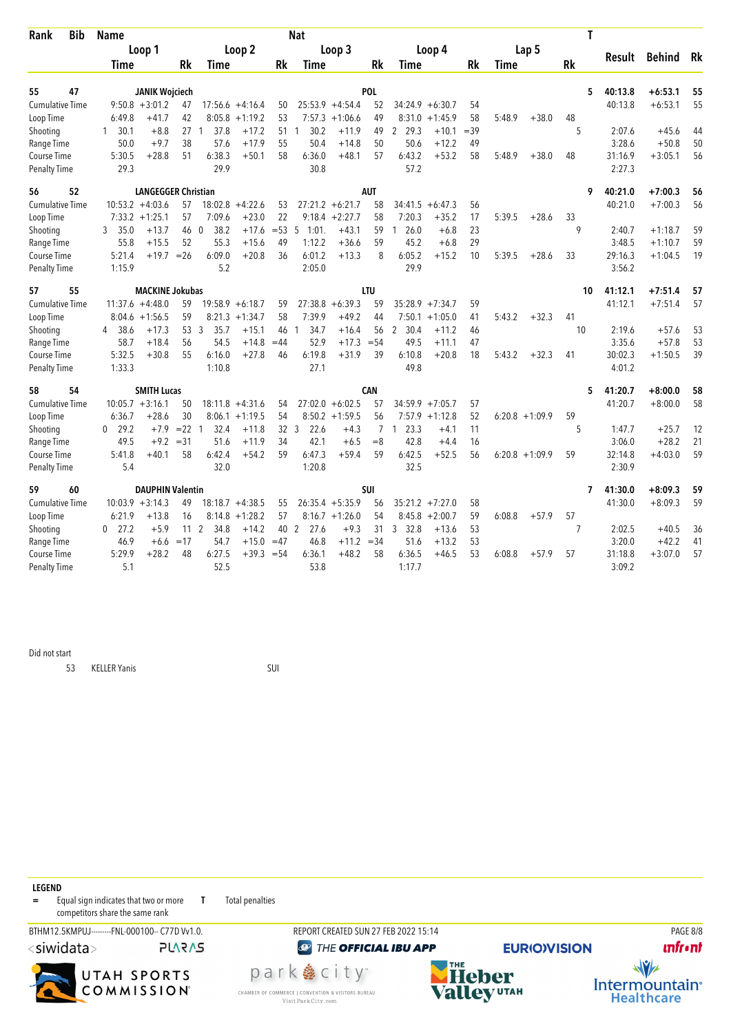| Rank | Bib | Name | | | | | | Nat | | | | | | | | | | | T | Result | Behind | Rk |
|---|---|---|---|---|---|---|---|---|---|---|---|---|---|---|---|---|---|---|---|---|---|---|
| | | Loop 1 | | | Loop 2 | | | Loop 3 | | | Loop 4 | | | Lap 5 | | | | | | | | |
| | | Time | | Rk | Time | | Rk | Time | | Rk | Time | | Rk | Time | | Rk | | | | | | |
| 55 | 47 | JANIK Wojciech | | | | | | POL | | | | | | | | | | | 5 | 40:13.8 | +6:53.1 | 55 |
| Cumulative Time | | 9:50.8 | +3:01.2 | 47 | 17:56.6 | +4:16.4 | 50 | 25:53.9 | +4:54.4 | 52 | 34:24.9 | +6:30.7 | 54 | | | | | | | 40:13.8 | +6:53.1 | 55 |
| Loop Time | | 6:49.8 | +41.7 | 42 | 8:05.8 | +1:19.2 | 53 | 7:57.3 | +1:06.6 | 49 | 8:31.0 | +1:45.9 | 58 | 5:48.9 | +38.0 | 48 | | | | | | |
| Shooting | | 1 30.1 | +8.8 | 27 | 1 37.8 | +17.2 | 51 | 1 30.2 | +11.9 | 49 | 2 29.3 | +10.1 | =39 | | | | | | 5 | 2:07.6 | +45.6 | 44 |
| Range Time | | 50.0 | +9.7 | 38 | 57.6 | +17.9 | 55 | 50.4 | +14.8 | 50 | 50.6 | +12.2 | 49 | | | | | | | 3:28.6 | +50.8 | 50 |
| Course Time | | 5:30.5 | +28.8 | 51 | 6:38.3 | +50.1 | 58 | 6:36.0 | +48.1 | 57 | 6:43.2 | +53.2 | 58 | 5:48.9 | +38.0 | 48 | | | | 31:16.9 | +3:05.1 | 56 |
| Penalty Time | | 29.3 | | | 29.9 | | | 30.8 | | | 57.2 | | | | | | | | | 2:27.3 | | |
| 56 | 52 | LANGEGGER Christian | | | | | | AUT | | | | | | | | | | | 9 | 40:21.0 | +7:00.3 | 56 |
| Cumulative Time | | 10:53.2 | +4:03.6 | 57 | 18:02.8 | +4:22.6 | 53 | 27:21.2 | +6:21.7 | 58 | 34:41.5 | +6:47.3 | 56 | | | | | | | 40:21.0 | +7:00.3 | 56 |
| Loop Time | | 7:33.2 | +1:25.1 | 57 | 7:09.6 | +23.0 | 22 | 9:18.4 | +2:27.7 | 58 | 7:20.3 | +35.2 | 17 | 5:39.5 | +28.6 | 33 | | | | | | |
| Shooting | | 3 35.0 | +13.7 | 46 | 0 38.2 | +17.6 | =53 | 5 1:01. | +43.1 | 59 | 1 26.0 | +6.8 | 23 | | | | | | 9 | 2:40.7 | +1:18.7 | 59 |
| Range Time | | 55.8 | +15.5 | 52 | 55.3 | +15.6 | 49 | 1:12.2 | +36.6 | 59 | 45.2 | +6.8 | 29 | | | | | | | 3:48.5 | +1:10.7 | 59 |
| Course Time | | 5:21.4 | +19.7 | =26 | 6:09.0 | +20.8 | 36 | 6:01.2 | +13.3 | 8 | 6:05.2 | +15.2 | 10 | 5:39.5 | +28.6 | 33 | | | | 29:16.3 | +1:04.5 | 19 |
| Penalty Time | | 1:15.9 | | | 5.2 | | | 2:05.0 | | | 29.9 | | | | | | | | | 3:56.2 | | |
| 57 | 55 | MACKINE Jokubas | | | | | | LTU | | | | | | | | | | | 10 | 41:12.1 | +7:51.4 | 57 |
| Cumulative Time | | 11:37.6 | +4:48.0 | 59 | 19:58.9 | +6:18.7 | 59 | 27:38.8 | +6:39.3 | 59 | 35:28.9 | +7:34.7 | 59 | | | | | | | 41:12.1 | +7:51.4 | 57 |
| Loop Time | | 8:04.6 | +1:56.5 | 59 | 8:21.3 | +1:34.7 | 58 | 7:39.9 | +49.2 | 44 | 7:50.1 | +1:05.0 | 41 | 5:43.2 | +32.3 | 41 | | | | | | |
| Shooting | | 4 38.6 | +17.3 | 53 | 3 35.7 | +15.1 | 46 | 1 34.7 | +16.4 | 56 | 2 30.4 | +11.2 | 46 | | | | | | 10 | 2:19.6 | +57.6 | 53 |
| Range Time | | 58.7 | +18.4 | 56 | 54.5 | +14.8 | =44 | 52.9 | +17.3 | =54 | 49.5 | +11.1 | 47 | | | | | | | 3:35.6 | +57.8 | 53 |
| Course Time | | 5:32.5 | +30.8 | 55 | 6:16.0 | +27.8 | 46 | 6:19.8 | +31.9 | 39 | 6:10.8 | +20.8 | 18 | 5:43.2 | +32.3 | 41 | | | | 30:02.3 | +1:50.5 | 39 |
| Penalty Time | | 1:33.3 | | | 1:10.8 | | | 27.1 | | | 49.8 | | | | | | | | | 4:01.2 | | |
| 58 | 54 | SMITH Lucas | | | | | | CAN | | | | | | | | | | | 5 | 41:20.7 | +8:00.0 | 58 |
| Cumulative Time | | 10:05.7 | +3:16.1 | 50 | 18:11.8 | +4:31.6 | 54 | 27:02.0 | +6:02.5 | 57 | 34:59.9 | +7:05.7 | 57 | | | | | | | 41:20.7 | +8:00.0 | 58 |
| Loop Time | | 6:36.7 | +28.6 | 30 | 8:06.1 | +1:19.5 | 54 | 8:50.2 | +1:59.5 | 56 | 7:57.9 | +1:12.8 | 52 | 6:20.8 | +1:09.9 | 59 | | | | | | |
| Shooting | | 0 29.2 | +7.9 | =22 | 1 32.4 | +11.8 | 32 | 3 22.6 | +4.3 | 7 | 1 23.3 | +4.1 | 11 | | | | | | 5 | 1:47.7 | +25.7 | 12 |
| Range Time | | 49.5 | +9.2 | =31 | 51.6 | +11.9 | 34 | 42.1 | +6.5 | =8 | 42.8 | +4.4 | 16 | | | | | | | 3:06.0 | +28.2 | 21 |
| Course Time | | 5:41.8 | +40.1 | 58 | 6:42.4 | +54.2 | 59 | 6:47.3 | +59.4 | 59 | 6:42.5 | +52.5 | 56 | 6:20.8 | +1:09.9 | 59 | | | | 32:14.8 | +4:03.0 | 59 |
| Penalty Time | | 5.4 | | | 32.0 | | | 1:20.8 | | | 32.5 | | | | | | | | | 2:30.9 | | |
| 59 | 60 | DAUPHIN Valentin | | | | | | SUI | | | | | | | | | | | 7 | 41:30.0 | +8:09.3 | 59 |
| Cumulative Time | | 10:03.9 | +3:14.3 | 49 | 18:18.7 | +4:38.5 | 55 | 26:35.4 | +5:35.9 | 56 | 35:21.2 | +7:27.0 | 58 | | | | | | | 41:30.0 | +8:09.3 | 59 |
| Loop Time | | 6:21.9 | +13.8 | 16 | 8:14.8 | +1:28.2 | 57 | 8:16.7 | +1:26.0 | 54 | 8:45.8 | +2:00.7 | 59 | 6:08.8 | +57.9 | 57 | | | | | | |
| Shooting | | 0 27.2 | +5.9 | 11 | 2 34.8 | +14.2 | 40 | 2 27.6 | +9.3 | 31 | 3 32.8 | +13.6 | 53 | | | | | | 7 | 2:02.5 | +40.5 | 36 |
| Range Time | | 46.9 | +6.6 | =17 | 54.7 | +15.0 | =47 | 46.8 | +11.2 | =34 | 51.6 | +13.2 | 53 | | | | | | | 3:20.0 | +42.2 | 41 |
| Course Time | | 5:29.9 | +28.2 | 48 | 6:27.5 | +39.3 | =54 | 6:36.1 | +48.2 | 58 | 6:36.5 | +46.5 | 53 | 6:08.8 | +57.9 | 57 | | | | 31:18.8 | +3:07.0 | 57 |
| Penalty Time | | 5.1 | | | 52.5 | | | 53.8 | | | 1:17.7 | | | | | | | | | 3:09.2 | | |

Did not start

| | | |
|---|---|---|
| 53 | KELLER Yanis | SUI |

**LEGEND**

= Equal sign indicates that two or more competitors share the same rank

T Total penalties

BTHM12.5KMPUJ---------FNL-000100-- C77D Vv1.0.

REPORT CREATED SUN 27 FEB 2022 15:14